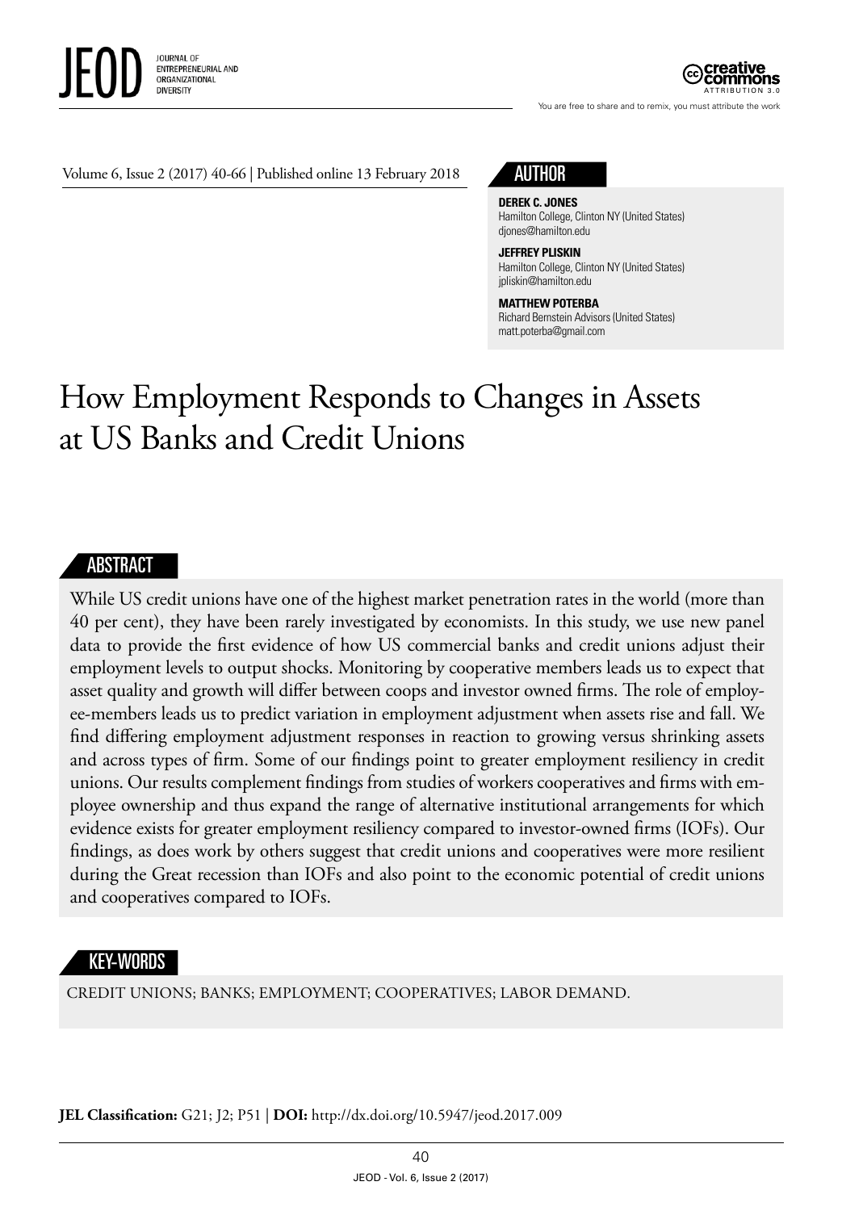Volume 6, Issue 2 (2017) 40-66 | Published online 13 February 2018

## AUTHOR

**DEREK C. JONES**
Hamilton College, Clinton NY (United States)
djones@hamilton.edu

**JEFFREY PLISKIN**
Hamilton College, Clinton NY (United States)
jpliskin@hamilton.edu

**MATTHEW POTERBA**
Richard Bernstein Advisors (United States)
matt.poterba@gmail.com

# How Employment Responds to Changes in Assets at US Banks and Credit Unions

## ABSTRACT

While US credit unions have one of the highest market penetration rates in the world (more than 40 per cent), they have been rarely investigated by economists. In this study, we use new panel data to provide the first evidence of how US commercial banks and credit unions adjust their employment levels to output shocks. Monitoring by cooperative members leads us to expect that asset quality and growth will differ between coops and investor owned firms. The role of employee-members leads us to predict variation in employment adjustment when assets rise and fall. We find differing employment adjustment responses in reaction to growing versus shrinking assets and across types of firm. Some of our findings point to greater employment resiliency in credit unions. Our results complement findings from studies of workers cooperatives and firms with employee ownership and thus expand the range of alternative institutional arrangements for which evidence exists for greater employment resiliency compared to investor-owned firms (IOFs). Our findings, as does work by others suggest that credit unions and cooperatives were more resilient during the Great recession than IOFs and also point to the economic potential of credit unions and cooperatives compared to IOFs.

## KEY-WORDS

CREDIT UNIONS; BANKS; EMPLOYMENT; COOPERATIVES; LABOR DEMAND.

**JEL Classification:** G21; J2; P51 | **DOI:** http://dx.doi.org/10.5947/jeod.2017.009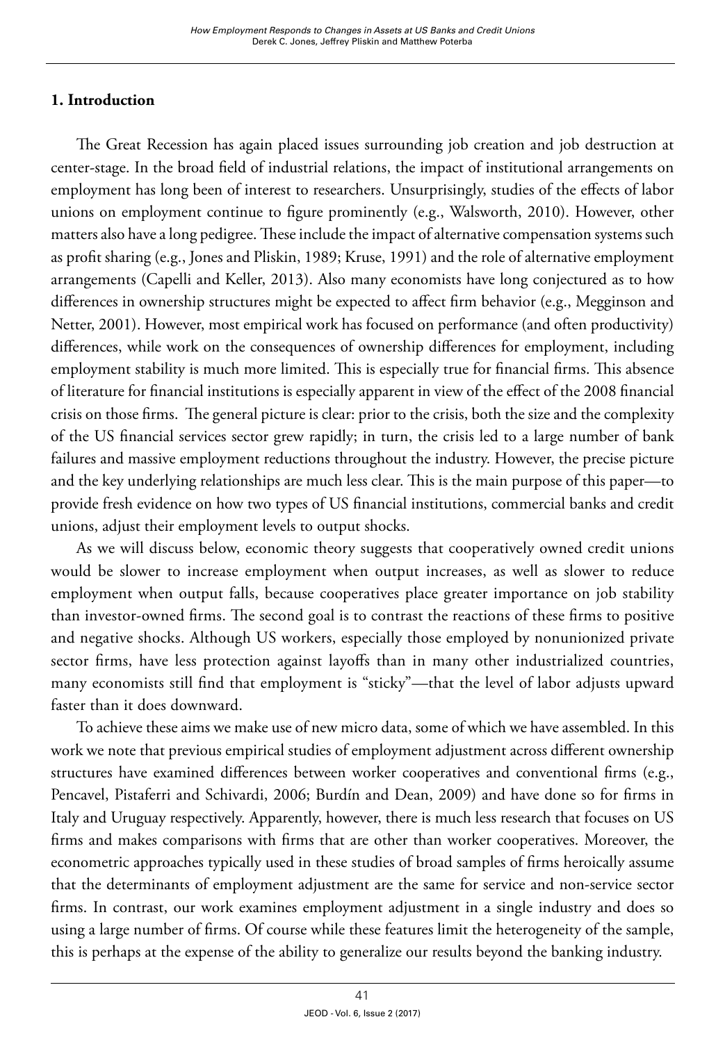## 1. Introduction

The Great Recession has again placed issues surrounding job creation and job destruction at center-stage. In the broad field of industrial relations, the impact of institutional arrangements on employment has long been of interest to researchers. Unsurprisingly, studies of the effects of labor unions on employment continue to figure prominently (e.g., Walsworth, 2010). However, other matters also have a long pedigree. These include the impact of alternative compensation systems such as profit sharing (e.g., Jones and Pliskin, 1989; Kruse, 1991) and the role of alternative employment arrangements (Capelli and Keller, 2013). Also many economists have long conjectured as to how differences in ownership structures might be expected to affect firm behavior (e.g., Megginson and Netter, 2001). However, most empirical work has focused on performance (and often productivity) differences, while work on the consequences of ownership differences for employment, including employment stability is much more limited. This is especially true for financial firms. This absence of literature for financial institutions is especially apparent in view of the effect of the 2008 financial crisis on those firms. The general picture is clear: prior to the crisis, both the size and the complexity of the US financial services sector grew rapidly; in turn, the crisis led to a large number of bank failures and massive employment reductions throughout the industry. However, the precise picture and the key underlying relationships are much less clear. This is the main purpose of this paper—to provide fresh evidence on how two types of US financial institutions, commercial banks and credit unions, adjust their employment levels to output shocks.

As we will discuss below, economic theory suggests that cooperatively owned credit unions would be slower to increase employment when output increases, as well as slower to reduce employment when output falls, because cooperatives place greater importance on job stability than investor-owned firms. The second goal is to contrast the reactions of these firms to positive and negative shocks. Although US workers, especially those employed by nonunionized private sector firms, have less protection against layoffs than in many other industrialized countries, many economists still find that employment is "sticky"—that the level of labor adjusts upward faster than it does downward.

To achieve these aims we make use of new micro data, some of which we have assembled. In this work we note that previous empirical studies of employment adjustment across different ownership structures have examined differences between worker cooperatives and conventional firms (e.g., Pencavel, Pistaferri and Schivardi, 2006; Burdín and Dean, 2009) and have done so for firms in Italy and Uruguay respectively. Apparently, however, there is much less research that focuses on US firms and makes comparisons with firms that are other than worker cooperatives. Moreover, the econometric approaches typically used in these studies of broad samples of firms heroically assume that the determinants of employment adjustment are the same for service and non-service sector firms. In contrast, our work examines employment adjustment in a single industry and does so using a large number of firms. Of course while these features limit the heterogeneity of the sample, this is perhaps at the expense of the ability to generalize our results beyond the banking industry.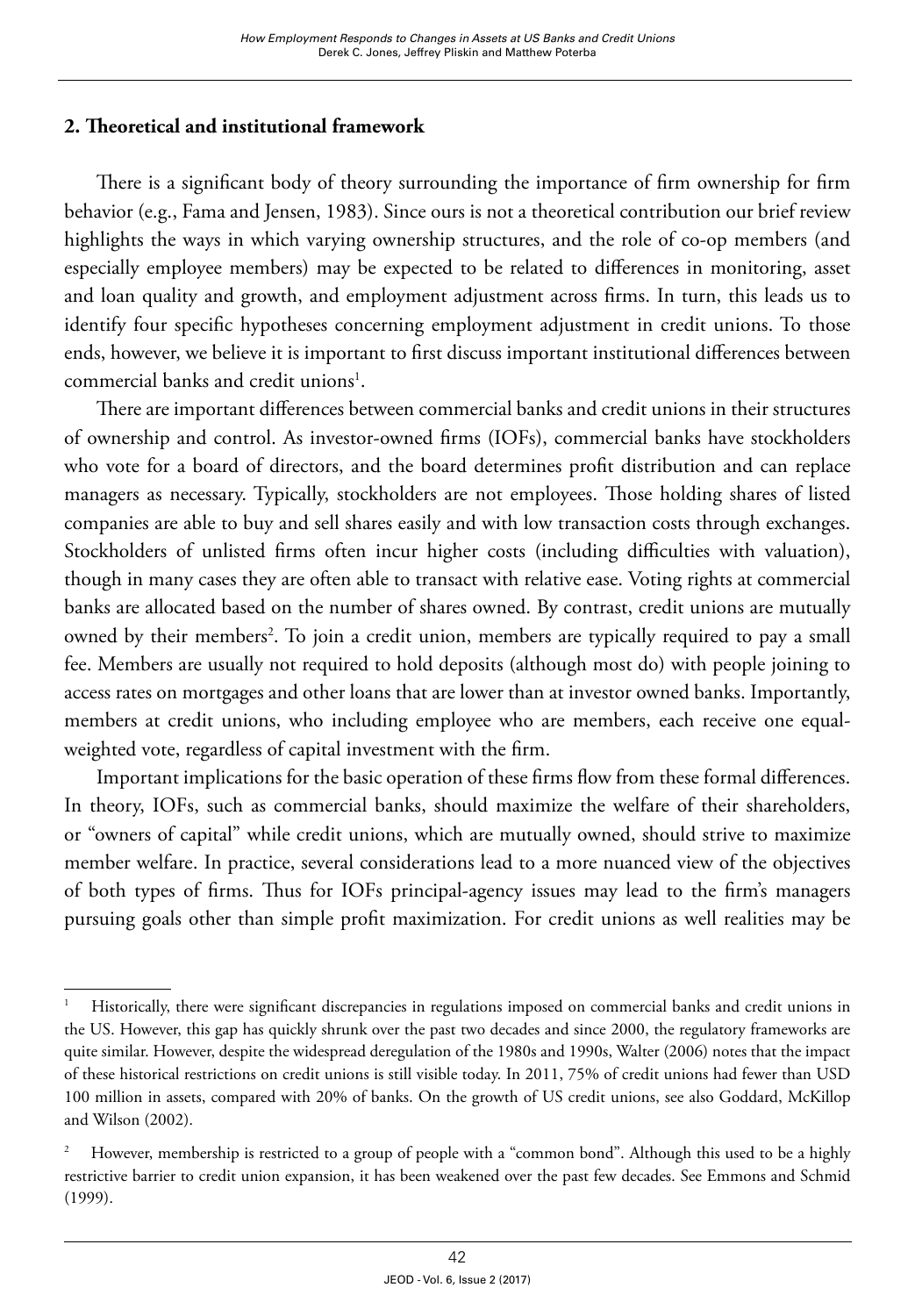## 2. Theoretical and institutional framework

There is a significant body of theory surrounding the importance of firm ownership for firm behavior (e.g., Fama and Jensen, 1983). Since ours is not a theoretical contribution our brief review highlights the ways in which varying ownership structures, and the role of co-op members (and especially employee members) may be expected to be related to differences in monitoring, asset and loan quality and growth, and employment adjustment across firms. In turn, this leads us to identify four specific hypotheses concerning employment adjustment in credit unions. To those ends, however, we believe it is important to first discuss important institutional differences between commercial banks and credit unions[1].

There are important differences between commercial banks and credit unions in their structures of ownership and control. As investor-owned firms (IOFs), commercial banks have stockholders who vote for a board of directors, and the board determines profit distribution and can replace managers as necessary. Typically, stockholders are not employees. Those holding shares of listed companies are able to buy and sell shares easily and with low transaction costs through exchanges. Stockholders of unlisted firms often incur higher costs (including difficulties with valuation), though in many cases they are often able to transact with relative ease. Voting rights at commercial banks are allocated based on the number of shares owned. By contrast, credit unions are mutually owned by their members[2]. To join a credit union, members are typically required to pay a small fee. Members are usually not required to hold deposits (although most do) with people joining to access rates on mortgages and other loans that are lower than at investor owned banks. Importantly, members at credit unions, who including employee who are members, each receive one equal-weighted vote, regardless of capital investment with the firm.

Important implications for the basic operation of these firms flow from these formal differences. In theory, IOFs, such as commercial banks, should maximize the welfare of their shareholders, or "owners of capital" while credit unions, which are mutually owned, should strive to maximize member welfare. In practice, several considerations lead to a more nuanced view of the objectives of both types of firms. Thus for IOFs principal-agency issues may lead to the firm's managers pursuing goals other than simple profit maximization. For credit unions as well realities may be

---

[1] Historically, there were significant discrepancies in regulations imposed on commercial banks and credit unions in the US. However, this gap has quickly shrunk over the past two decades and since 2000, the regulatory frameworks are quite similar. However, despite the widespread deregulation of the 1980s and 1990s, Walter (2006) notes that the impact of these historical restrictions on credit unions is still visible today. In 2011, 75% of credit unions had fewer than USD 100 million in assets, compared with 20% of banks. On the growth of US credit unions, see also Goddard, McKillop and Wilson (2002).

[2] However, membership is restricted to a group of people with a "common bond". Although this used to be a highly restrictive barrier to credit union expansion, it has been weakened over the past few decades. See Emmons and Schmid (1999).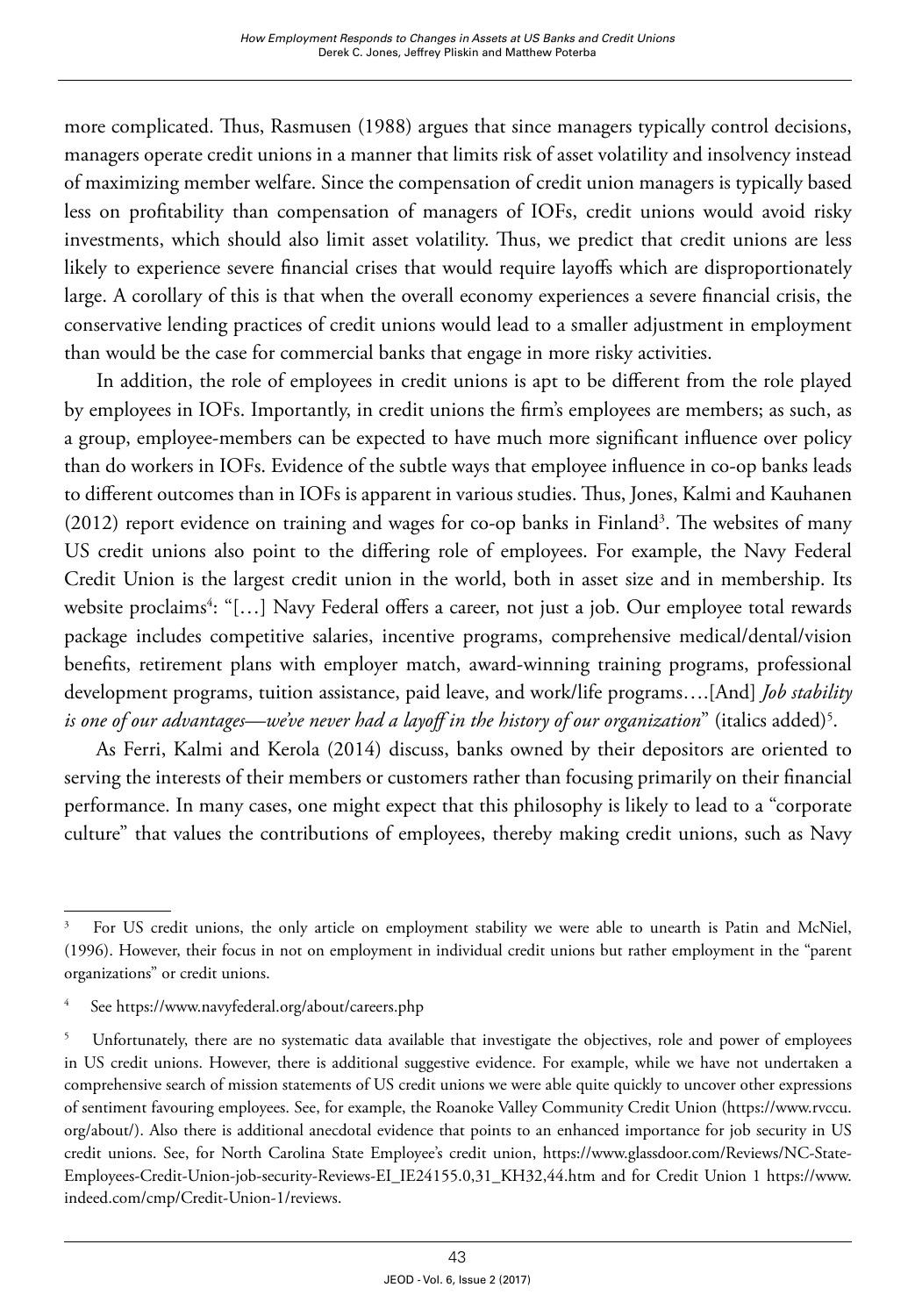more complicated. Thus, Rasmusen (1988) argues that since managers typically control decisions, managers operate credit unions in a manner that limits risk of asset volatility and insolvency instead of maximizing member welfare. Since the compensation of credit union managers is typically based less on profitability than compensation of managers of IOFs, credit unions would avoid risky investments, which should also limit asset volatility. Thus, we predict that credit unions are less likely to experience severe financial crises that would require layoffs which are disproportionately large. A corollary of this is that when the overall economy experiences a severe financial crisis, the conservative lending practices of credit unions would lead to a smaller adjustment in employment than would be the case for commercial banks that engage in more risky activities.

In addition, the role of employees in credit unions is apt to be different from the role played by employees in IOFs. Importantly, in credit unions the firm's employees are members; as such, as a group, employee-members can be expected to have much more significant influence over policy than do workers in IOFs. Evidence of the subtle ways that employee influence in co-op banks leads to different outcomes than in IOFs is apparent in various studies. Thus, Jones, Kalmi and Kauhanen (2012) report evidence on training and wages for co-op banks in Finland[3]. The websites of many US credit unions also point to the differing role of employees. For example, the Navy Federal Credit Union is the largest credit union in the world, both in asset size and in membership. Its website proclaims[4]: "[…] Navy Federal offers a career, not just a job. Our employee total rewards package includes competitive salaries, incentive programs, comprehensive medical/dental/vision benefits, retirement plans with employer match, award-winning training programs, professional development programs, tuition assistance, paid leave, and work/life programs….[And] *Job stability is one of our advantages—we've never had a layoff in the history of our organization*" (italics added)[5].

As Ferri, Kalmi and Kerola (2014) discuss, banks owned by their depositors are oriented to serving the interests of their members or customers rather than focusing primarily on their financial performance. In many cases, one might expect that this philosophy is likely to lead to a "corporate culture" that values the contributions of employees, thereby making credit unions, such as Navy

---

[3] For US credit unions, the only article on employment stability we were able to unearth is Patin and McNiel, (1996). However, their focus in not on employment in individual credit unions but rather employment in the "parent organizations" or credit unions.

[4] See https://www.navyfederal.org/about/careers.php

[5] Unfortunately, there are no systematic data available that investigate the objectives, role and power of employees in US credit unions. However, there is additional suggestive evidence. For example, while we have not undertaken a comprehensive search of mission statements of US credit unions we were able quite quickly to uncover other expressions of sentiment favouring employees. See, for example, the Roanoke Valley Community Credit Union (https://www.rvccu.org/about/). Also there is additional anecdotal evidence that points to an enhanced importance for job security in US credit unions. See, for North Carolina State Employee's credit union, https://www.glassdoor.com/Reviews/NC-State-Employees-Credit-Union-job-security-Reviews-EI_IE24155.0,31_KH32,44.htm and for Credit Union 1 https://www.indeed.com/cmp/Credit-Union-1/reviews.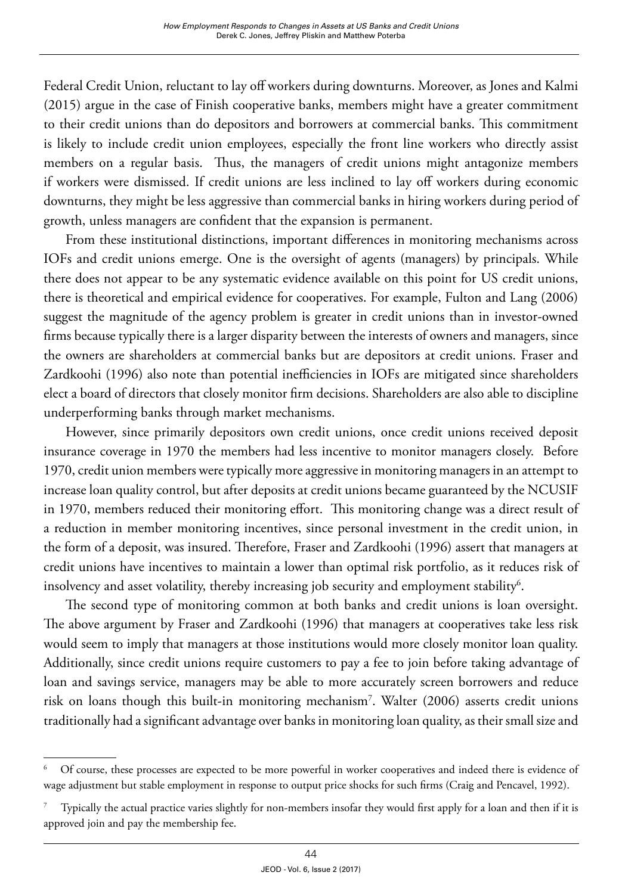Federal Credit Union, reluctant to lay off workers during downturns. Moreover, as Jones and Kalmi (2015) argue in the case of Finish cooperative banks, members might have a greater commitment to their credit unions than do depositors and borrowers at commercial banks. This commitment is likely to include credit union employees, especially the front line workers who directly assist members on a regular basis. Thus, the managers of credit unions might antagonize members if workers were dismissed. If credit unions are less inclined to lay off workers during economic downturns, they might be less aggressive than commercial banks in hiring workers during period of growth, unless managers are confident that the expansion is permanent.

From these institutional distinctions, important differences in monitoring mechanisms across IOFs and credit unions emerge. One is the oversight of agents (managers) by principals. While there does not appear to be any systematic evidence available on this point for US credit unions, there is theoretical and empirical evidence for cooperatives. For example, Fulton and Lang (2006) suggest the magnitude of the agency problem is greater in credit unions than in investor-owned firms because typically there is a larger disparity between the interests of owners and managers, since the owners are shareholders at commercial banks but are depositors at credit unions. Fraser and Zardkoohi (1996) also note than potential inefficiencies in IOFs are mitigated since shareholders elect a board of directors that closely monitor firm decisions. Shareholders are also able to discipline underperforming banks through market mechanisms.

However, since primarily depositors own credit unions, once credit unions received deposit insurance coverage in 1970 the members had less incentive to monitor managers closely. Before 1970, credit union members were typically more aggressive in monitoring managers in an attempt to increase loan quality control, but after deposits at credit unions became guaranteed by the NCUSIF in 1970, members reduced their monitoring effort. This monitoring change was a direct result of a reduction in member monitoring incentives, since personal investment in the credit union, in the form of a deposit, was insured. Therefore, Fraser and Zardkoohi (1996) assert that managers at credit unions have incentives to maintain a lower than optimal risk portfolio, as it reduces risk of insolvency and asset volatility, thereby increasing job security and employment stability[6].

The second type of monitoring common at both banks and credit unions is loan oversight. The above argument by Fraser and Zardkoohi (1996) that managers at cooperatives take less risk would seem to imply that managers at those institutions would more closely monitor loan quality. Additionally, since credit unions require customers to pay a fee to join before taking advantage of loan and savings service, managers may be able to more accurately screen borrowers and reduce risk on loans though this built-in monitoring mechanism[7]. Walter (2006) asserts credit unions traditionally had a significant advantage over banks in monitoring loan quality, as their small size and

---

[6] Of course, these processes are expected to be more powerful in worker cooperatives and indeed there is evidence of wage adjustment but stable employment in response to output price shocks for such firms (Craig and Pencavel, 1992).

[7] Typically the actual practice varies slightly for non-members insofar they would first apply for a loan and then if it is approved join and pay the membership fee.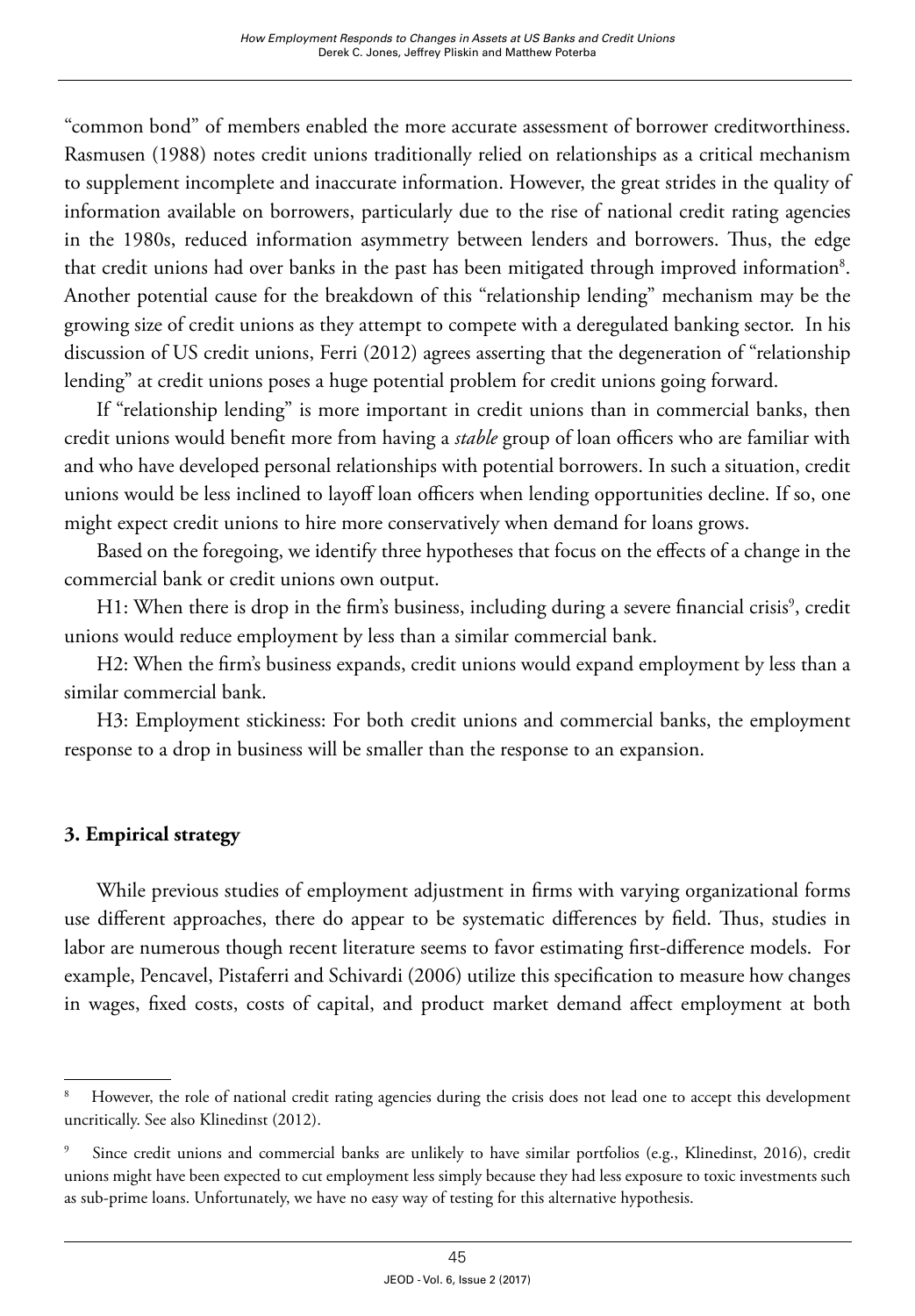"common bond" of members enabled the more accurate assessment of borrower creditworthiness. Rasmusen (1988) notes credit unions traditionally relied on relationships as a critical mechanism to supplement incomplete and inaccurate information. However, the great strides in the quality of information available on borrowers, particularly due to the rise of national credit rating agencies in the 1980s, reduced information asymmetry between lenders and borrowers. Thus, the edge that credit unions had over banks in the past has been mitigated through improved information[8]. Another potential cause for the breakdown of this "relationship lending" mechanism may be the growing size of credit unions as they attempt to compete with a deregulated banking sector. In his discussion of US credit unions, Ferri (2012) agrees asserting that the degeneration of "relationship lending" at credit unions poses a huge potential problem for credit unions going forward.

If "relationship lending" is more important in credit unions than in commercial banks, then credit unions would benefit more from having a *stable* group of loan officers who are familiar with and who have developed personal relationships with potential borrowers. In such a situation, credit unions would be less inclined to layoff loan officers when lending opportunities decline. If so, one might expect credit unions to hire more conservatively when demand for loans grows.

Based on the foregoing, we identify three hypotheses that focus on the effects of a change in the commercial bank or credit unions own output.

H1: When there is drop in the firm's business, including during a severe financial crisis[9], credit unions would reduce employment by less than a similar commercial bank.

H2: When the firm's business expands, credit unions would expand employment by less than a similar commercial bank.

H3: Employment stickiness: For both credit unions and commercial banks, the employment response to a drop in business will be smaller than the response to an expansion.

## 3. Empirical strategy

While previous studies of employment adjustment in firms with varying organizational forms use different approaches, there do appear to be systematic differences by field. Thus, studies in labor are numerous though recent literature seems to favor estimating first-difference models. For example, Pencavel, Pistaferri and Schivardi (2006) utilize this specification to measure how changes in wages, fixed costs, costs of capital, and product market demand affect employment at both

---

[8] However, the role of national credit rating agencies during the crisis does not lead one to accept this development uncritically. See also Klinedinst (2012).

[9] Since credit unions and commercial banks are unlikely to have similar portfolios (e.g., Klinedinst, 2016), credit unions might have been expected to cut employment less simply because they had less exposure to toxic investments such as sub-prime loans. Unfortunately, we have no easy way of testing for this alternative hypothesis.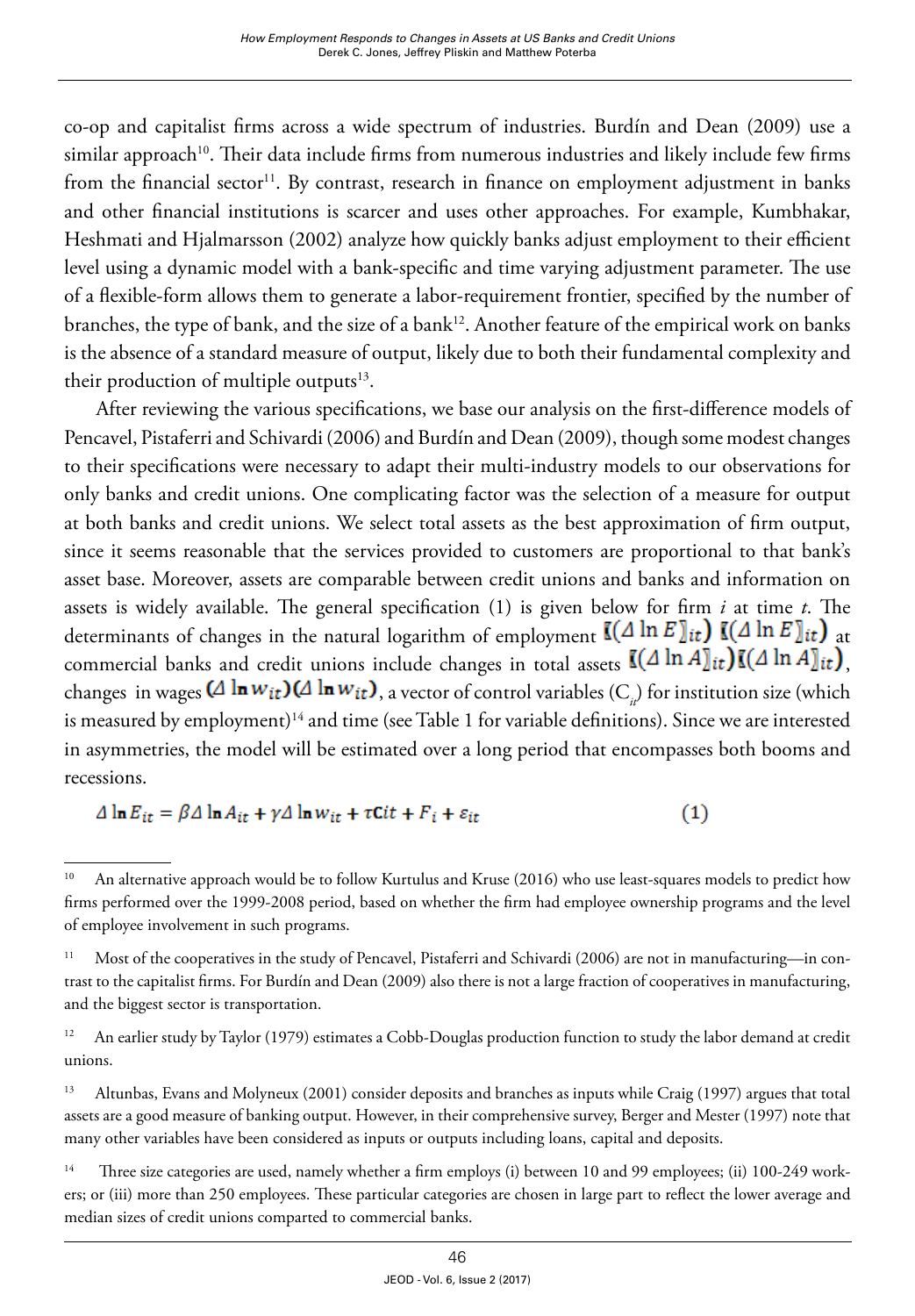co-op and capitalist firms across a wide spectrum of industries. Burdín and Dean (2009) use a similar approach[10]. Their data include firms from numerous industries and likely include few firms from the financial sector[11]. By contrast, research in finance on employment adjustment in banks and other financial institutions is scarcer and uses other approaches. For example, Kumbhakar, Heshmati and Hjalmarsson (2002) analyze how quickly banks adjust employment to their efficient level using a dynamic model with a bank-specific and time varying adjustment parameter. The use of a flexible-form allows them to generate a labor-requirement frontier, specified by the number of branches, the type of bank, and the size of a bank[12]. Another feature of the empirical work on banks is the absence of a standard measure of output, likely due to both their fundamental complexity and their production of multiple outputs[13].

After reviewing the various specifications, we base our analysis on the first-difference models of Pencavel, Pistaferri and Schivardi (2006) and Burdín and Dean (2009), though some modest changes to their specifications were necessary to adapt their multi-industry models to our observations for only banks and credit unions. One complicating factor was the selection of a measure for output at both banks and credit unions. We select total assets as the best approximation of firm output, since it seems reasonable that the services provided to customers are proportional to that bank's asset base. Moreover, assets are comparable between credit unions and banks and information on assets is widely available. The general specification (1) is given below for firm $i$ at time $t$. The determinants of changes in the natural logarithm of employment $(\Delta \ln E)_{it}$ at commercial banks and credit unions include changes in total assets $(\Delta \ln A)_{it}$, changes in wages $(\Delta \ln w_{it})$, a vector of control variables ($C_{it}$) for institution size (which is measured by employment)[14] and time (see Table 1 for variable definitions). Since we are interested in asymmetries, the model will be estimated over a long period that encompasses both booms and recessions.

$$\Delta \ln E_{it} = \beta \Delta \ln A_{it} + \gamma \Delta \ln w_{it} + \tau C_{it} + F_i + \varepsilon_{it} \tag{1}$$

---

[10] An alternative approach would be to follow Kurtulus and Kruse (2016) who use least-squares models to predict how firms performed over the 1999-2008 period, based on whether the firm had employee ownership programs and the level of employee involvement in such programs.

[11] Most of the cooperatives in the study of Pencavel, Pistaferri and Schivardi (2006) are not in manufacturing—in contrast to the capitalist firms. For Burdín and Dean (2009) also there is not a large fraction of cooperatives in manufacturing, and the biggest sector is transportation.

[12] An earlier study by Taylor (1979) estimates a Cobb-Douglas production function to study the labor demand at credit unions.

[13] Altunbas, Evans and Molyneux (2001) consider deposits and branches as inputs while Craig (1997) argues that total assets are a good measure of banking output. However, in their comprehensive survey, Berger and Mester (1997) note that many other variables have been considered as inputs or outputs including loans, capital and deposits.

[14] Three size categories are used, namely whether a firm employs (i) between 10 and 99 employees; (ii) 100-249 workers; or (iii) more than 250 employees. These particular categories are chosen in large part to reflect the lower average and median sizes of credit unions comparted to commercial banks.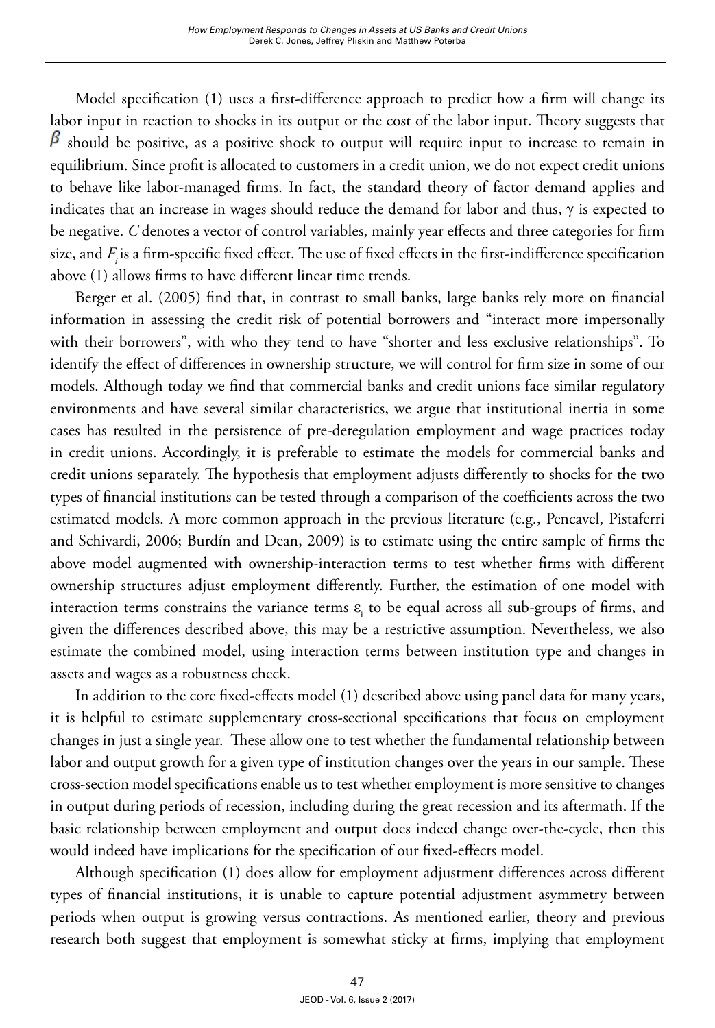Model specification (1) uses a first-difference approach to predict how a firm will change its labor input in reaction to shocks in its output or the cost of the labor input. Theory suggests that $\beta$ should be positive, as a positive shock to output will require input to increase to remain in equilibrium. Since profit is allocated to customers in a credit union, we do not expect credit unions to behave like labor-managed firms. In fact, the standard theory of factor demand applies and indicates that an increase in wages should reduce the demand for labor and thus, $\gamma$ is expected to be negative. $C$ denotes a vector of control variables, mainly year effects and three categories for firm size, and $F_i$ is a firm-specific fixed effect. The use of fixed effects in the first-indifference specification above (1) allows firms to have different linear time trends.

Berger et al. (2005) find that, in contrast to small banks, large banks rely more on financial information in assessing the credit risk of potential borrowers and "interact more impersonally with their borrowers", with who they tend to have "shorter and less exclusive relationships". To identify the effect of differences in ownership structure, we will control for firm size in some of our models. Although today we find that commercial banks and credit unions face similar regulatory environments and have several similar characteristics, we argue that institutional inertia in some cases has resulted in the persistence of pre-deregulation employment and wage practices today in credit unions. Accordingly, it is preferable to estimate the models for commercial banks and credit unions separately. The hypothesis that employment adjusts differently to shocks for the two types of financial institutions can be tested through a comparison of the coefficients across the two estimated models. A more common approach in the previous literature (e.g., Pencavel, Pistaferri and Schivardi, 2006; Burdín and Dean, 2009) is to estimate using the entire sample of firms the above model augmented with ownership-interaction terms to test whether firms with different ownership structures adjust employment differently. Further, the estimation of one model with interaction terms constrains the variance terms $\varepsilon_i$ to be equal across all sub-groups of firms, and given the differences described above, this may be a restrictive assumption. Nevertheless, we also estimate the combined model, using interaction terms between institution type and changes in assets and wages as a robustness check.

In addition to the core fixed-effects model (1) described above using panel data for many years, it is helpful to estimate supplementary cross-sectional specifications that focus on employment changes in just a single year. These allow one to test whether the fundamental relationship between labor and output growth for a given type of institution changes over the years in our sample. These cross-section model specifications enable us to test whether employment is more sensitive to changes in output during periods of recession, including during the great recession and its aftermath. If the basic relationship between employment and output does indeed change over-the-cycle, then this would indeed have implications for the specification of our fixed-effects model.

Although specification (1) does allow for employment adjustment differences across different types of financial institutions, it is unable to capture potential adjustment asymmetry between periods when output is growing versus contractions. As mentioned earlier, theory and previous research both suggest that employment is somewhat sticky at firms, implying that employment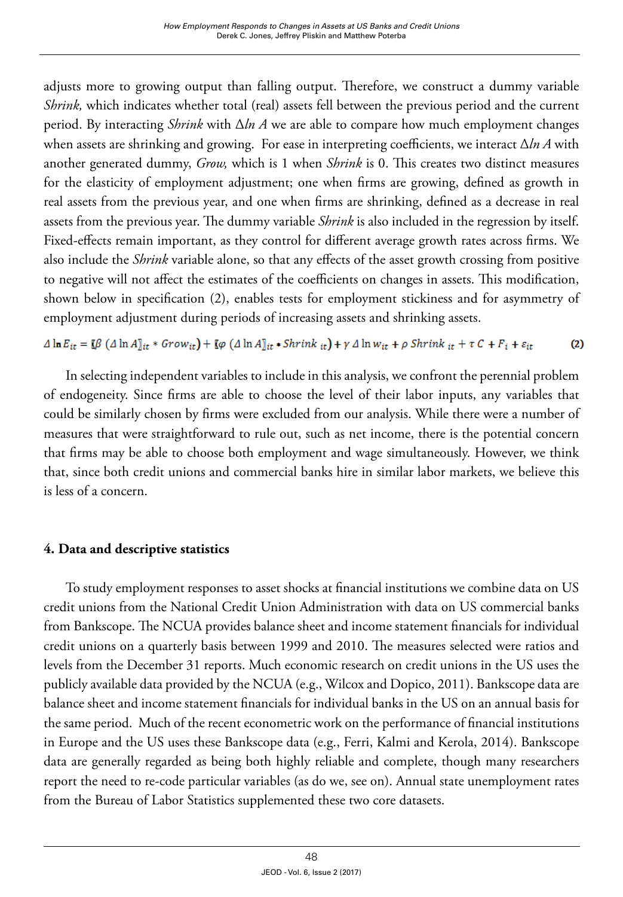adjusts more to growing output than falling output. Therefore, we construct a dummy variable *Shrink,* which indicates whether total (real) assets fell between the previous period and the current period. By interacting *Shrink* with $\Delta ln\ A$ we are able to compare how much employment changes when assets are shrinking and growing. For ease in interpreting coefficients, we interact $\Delta ln\ A$ with another generated dummy, *Grow,* which is 1 when *Shrink* is 0. This creates two distinct measures for the elasticity of employment adjustment; one when firms are growing, defined as growth in real assets from the previous year, and one when firms are shrinking, defined as a decrease in real assets from the previous year. The dummy variable *Shrink* is also included in the regression by itself. Fixed-effects remain important, as they control for different average growth rates across firms. We also include the *Shrink* variable alone, so that any effects of the asset growth crossing from positive to negative will not affect the estimates of the coefficients on changes in assets. This modification, shown below in specification (2), enables tests for employment stickiness and for asymmetry of employment adjustment during periods of increasing assets and shrinking assets.

$$\Delta \ln E_{it} = (\beta\ (\Delta \ln A)_{it} * Grow_{it}) + (\varphi\ (\Delta \ln A)_{it} * Shrink_{it}) + \gamma\ \Delta \ln w_{it} + \rho\ Shrink_{it} + \tau\ C + F_i + \varepsilon_{it} \quad (2)$$

In selecting independent variables to include in this analysis, we confront the perennial problem of endogeneity. Since firms are able to choose the level of their labor inputs, any variables that could be similarly chosen by firms were excluded from our analysis. While there were a number of measures that were straightforward to rule out, such as net income, there is the potential concern that firms may be able to choose both employment and wage simultaneously. However, we think that, since both credit unions and commercial banks hire in similar labor markets, we believe this is less of a concern.

## 4. Data and descriptive statistics

To study employment responses to asset shocks at financial institutions we combine data on US credit unions from the National Credit Union Administration with data on US commercial banks from Bankscope. The NCUA provides balance sheet and income statement financials for individual credit unions on a quarterly basis between 1999 and 2010. The measures selected were ratios and levels from the December 31 reports. Much economic research on credit unions in the US uses the publicly available data provided by the NCUA (e.g., Wilcox and Dopico, 2011). Bankscope data are balance sheet and income statement financials for individual banks in the US on an annual basis for the same period. Much of the recent econometric work on the performance of financial institutions in Europe and the US uses these Bankscope data (e.g., Ferri, Kalmi and Kerola, 2014). Bankscope data are generally regarded as being both highly reliable and complete, though many researchers report the need to re-code particular variables (as do we, see on). Annual state unemployment rates from the Bureau of Labor Statistics supplemented these two core datasets.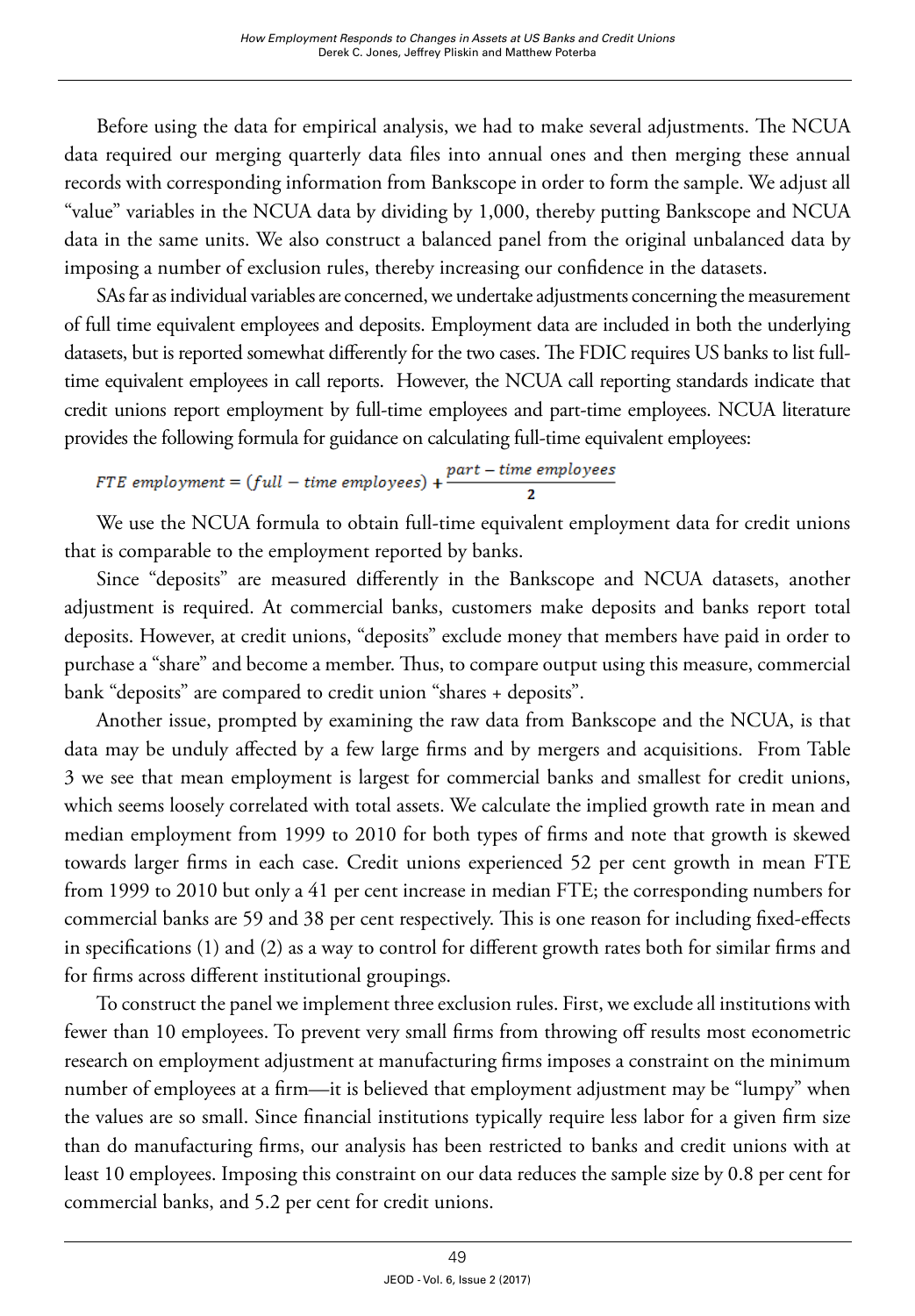Before using the data for empirical analysis, we had to make several adjustments. The NCUA data required our merging quarterly data files into annual ones and then merging these annual records with corresponding information from Bankscope in order to form the sample. We adjust all "value" variables in the NCUA data by dividing by 1,000, thereby putting Bankscope and NCUA data in the same units. We also construct a balanced panel from the original unbalanced data by imposing a number of exclusion rules, thereby increasing our confidence in the datasets.

SAs far as individual variables are concerned, we undertake adjustments concerning the measurement of full time equivalent employees and deposits. Employment data are included in both the underlying datasets, but is reported somewhat differently for the two cases. The FDIC requires US banks to list full-time equivalent employees in call reports. However, the NCUA call reporting standards indicate that credit unions report employment by full-time employees and part-time employees. NCUA literature provides the following formula for guidance on calculating full-time equivalent employees:

$$FTE\ employment = (full - time\ employees) + \frac{part - time\ employees}{2}$$

We use the NCUA formula to obtain full-time equivalent employment data for credit unions that is comparable to the employment reported by banks.

Since "deposits" are measured differently in the Bankscope and NCUA datasets, another adjustment is required. At commercial banks, customers make deposits and banks report total deposits. However, at credit unions, "deposits" exclude money that members have paid in order to purchase a "share" and become a member. Thus, to compare output using this measure, commercial bank "deposits" are compared to credit union "shares + deposits".

Another issue, prompted by examining the raw data from Bankscope and the NCUA, is that data may be unduly affected by a few large firms and by mergers and acquisitions. From Table 3 we see that mean employment is largest for commercial banks and smallest for credit unions, which seems loosely correlated with total assets. We calculate the implied growth rate in mean and median employment from 1999 to 2010 for both types of firms and note that growth is skewed towards larger firms in each case. Credit unions experienced 52 per cent growth in mean FTE from 1999 to 2010 but only a 41 per cent increase in median FTE; the corresponding numbers for commercial banks are 59 and 38 per cent respectively. This is one reason for including fixed-effects in specifications (1) and (2) as a way to control for different growth rates both for similar firms and for firms across different institutional groupings.

To construct the panel we implement three exclusion rules. First, we exclude all institutions with fewer than 10 employees. To prevent very small firms from throwing off results most econometric research on employment adjustment at manufacturing firms imposes a constraint on the minimum number of employees at a firm—it is believed that employment adjustment may be "lumpy" when the values are so small. Since financial institutions typically require less labor for a given firm size than do manufacturing firms, our analysis has been restricted to banks and credit unions with at least 10 employees. Imposing this constraint on our data reduces the sample size by 0.8 per cent for commercial banks, and 5.2 per cent for credit unions.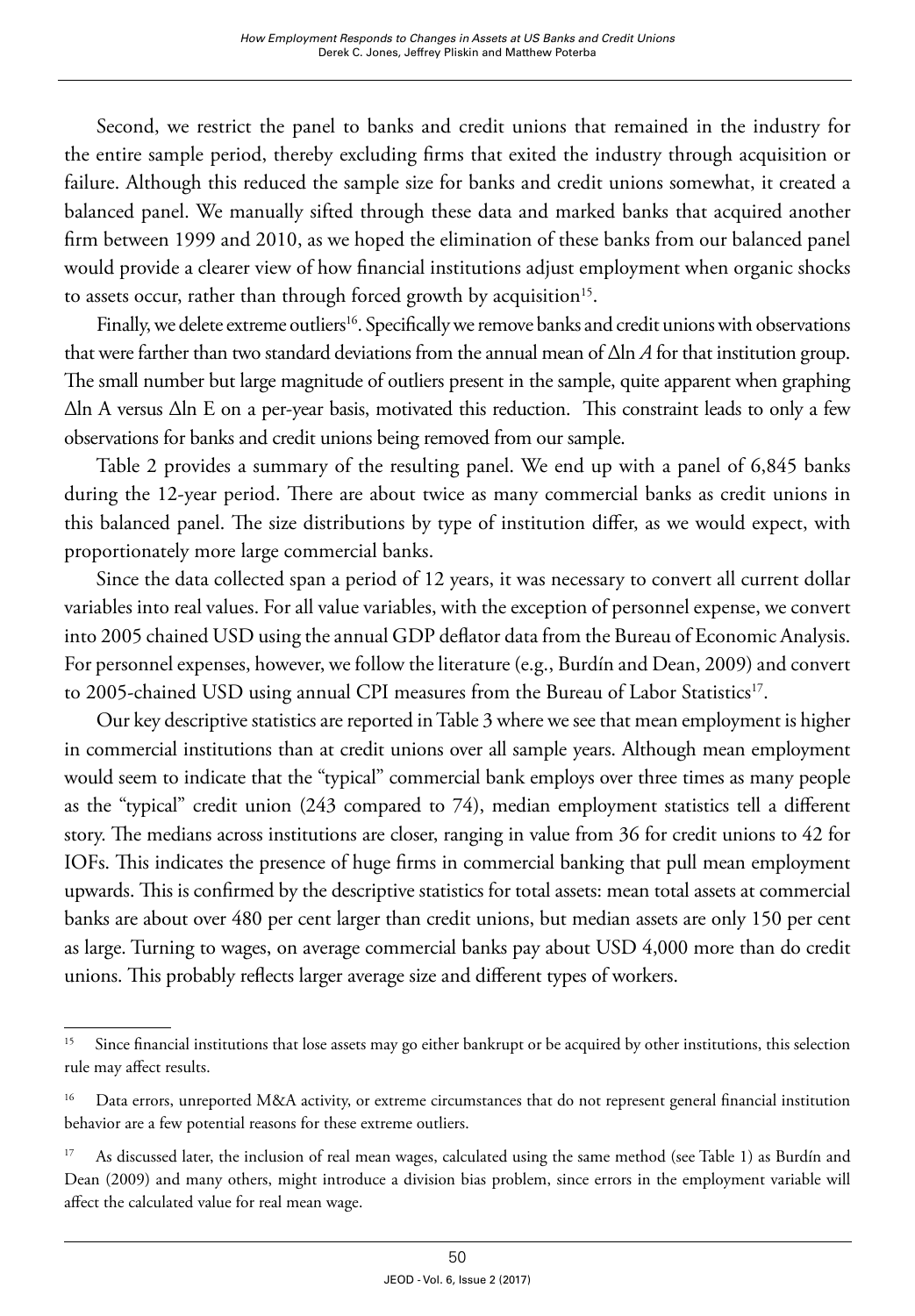Second, we restrict the panel to banks and credit unions that remained in the industry for the entire sample period, thereby excluding firms that exited the industry through acquisition or failure. Although this reduced the sample size for banks and credit unions somewhat, it created a balanced panel. We manually sifted through these data and marked banks that acquired another firm between 1999 and 2010, as we hoped the elimination of these banks from our balanced panel would provide a clearer view of how financial institutions adjust employment when organic shocks to assets occur, rather than through forced growth by acquisition[15].

Finally, we delete extreme outliers[16]. Specifically we remove banks and credit unions with observations that were farther than two standard deviations from the annual mean of $\Delta \ln A$ for that institution group. The small number but large magnitude of outliers present in the sample, quite apparent when graphing $\Delta \ln A$ versus $\Delta \ln E$ on a per-year basis, motivated this reduction. This constraint leads to only a few observations for banks and credit unions being removed from our sample.

Table 2 provides a summary of the resulting panel. We end up with a panel of 6,845 banks during the 12-year period. There are about twice as many commercial banks as credit unions in this balanced panel. The size distributions by type of institution differ, as we would expect, with proportionately more large commercial banks.

Since the data collected span a period of 12 years, it was necessary to convert all current dollar variables into real values. For all value variables, with the exception of personnel expense, we convert into 2005 chained USD using the annual GDP deflator data from the Bureau of Economic Analysis. For personnel expenses, however, we follow the literature (e.g., Burdín and Dean, 2009) and convert to 2005-chained USD using annual CPI measures from the Bureau of Labor Statistics[17].

Our key descriptive statistics are reported in Table 3 where we see that mean employment is higher in commercial institutions than at credit unions over all sample years. Although mean employment would seem to indicate that the "typical" commercial bank employs over three times as many people as the "typical" credit union (243 compared to 74), median employment statistics tell a different story. The medians across institutions are closer, ranging in value from 36 for credit unions to 42 for IOFs. This indicates the presence of huge firms in commercial banking that pull mean employment upwards. This is confirmed by the descriptive statistics for total assets: mean total assets at commercial banks are about over 480 per cent larger than credit unions, but median assets are only 150 per cent as large. Turning to wages, on average commercial banks pay about USD 4,000 more than do credit unions. This probably reflects larger average size and different types of workers.

---

[15] Since financial institutions that lose assets may go either bankrupt or be acquired by other institutions, this selection rule may affect results.

[16] Data errors, unreported M&A activity, or extreme circumstances that do not represent general financial institution behavior are a few potential reasons for these extreme outliers.

[17] As discussed later, the inclusion of real mean wages, calculated using the same method (see Table 1) as Burdín and Dean (2009) and many others, might introduce a division bias problem, since errors in the employment variable will affect the calculated value for real mean wage.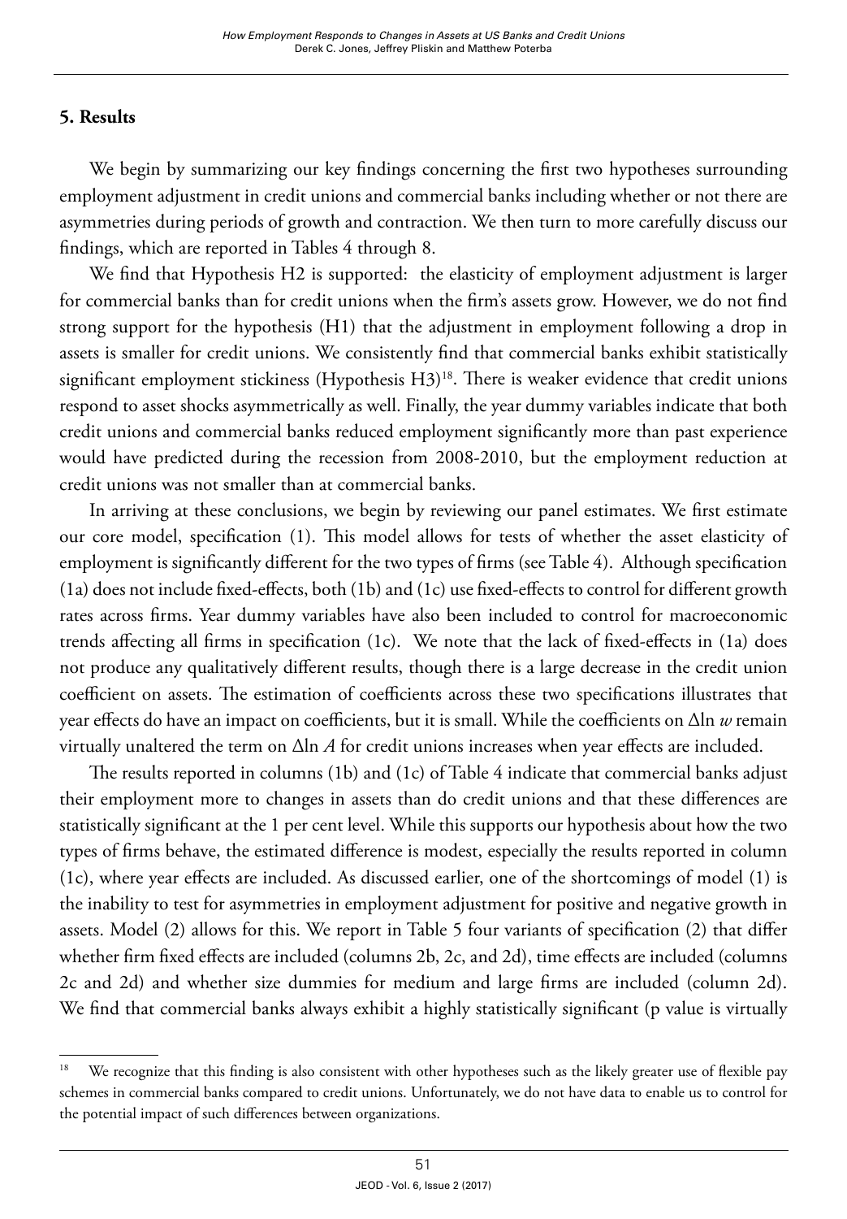## 5. Results

We begin by summarizing our key findings concerning the first two hypotheses surrounding employment adjustment in credit unions and commercial banks including whether or not there are asymmetries during periods of growth and contraction. We then turn to more carefully discuss our findings, which are reported in Tables 4 through 8.

We find that Hypothesis H2 is supported: the elasticity of employment adjustment is larger for commercial banks than for credit unions when the firm's assets grow. However, we do not find strong support for the hypothesis (H1) that the adjustment in employment following a drop in assets is smaller for credit unions. We consistently find that commercial banks exhibit statistically significant employment stickiness (Hypothesis H3)[18]. There is weaker evidence that credit unions respond to asset shocks asymmetrically as well. Finally, the year dummy variables indicate that both credit unions and commercial banks reduced employment significantly more than past experience would have predicted during the recession from 2008-2010, but the employment reduction at credit unions was not smaller than at commercial banks.

In arriving at these conclusions, we begin by reviewing our panel estimates. We first estimate our core model, specification (1). This model allows for tests of whether the asset elasticity of employment is significantly different for the two types of firms (see Table 4). Although specification (1a) does not include fixed-effects, both (1b) and (1c) use fixed-effects to control for different growth rates across firms. Year dummy variables have also been included to control for macroeconomic trends affecting all firms in specification (1c). We note that the lack of fixed-effects in (1a) does not produce any qualitatively different results, though there is a large decrease in the credit union coefficient on assets. The estimation of coefficients across these two specifications illustrates that year effects do have an impact on coefficients, but it is small. While the coefficients on $\Delta \ln w$ remain virtually unaltered the term on $\Delta \ln A$ for credit unions increases when year effects are included.

The results reported in columns (1b) and (1c) of Table 4 indicate that commercial banks adjust their employment more to changes in assets than do credit unions and that these differences are statistically significant at the 1 per cent level. While this supports our hypothesis about how the two types of firms behave, the estimated difference is modest, especially the results reported in column (1c), where year effects are included. As discussed earlier, one of the shortcomings of model (1) is the inability to test for asymmetries in employment adjustment for positive and negative growth in assets. Model (2) allows for this. We report in Table 5 four variants of specification (2) that differ whether firm fixed effects are included (columns 2b, 2c, and 2d), time effects are included (columns 2c and 2d) and whether size dummies for medium and large firms are included (column 2d). We find that commercial banks always exhibit a highly statistically significant (p value is virtually

[18] We recognize that this finding is also consistent with other hypotheses such as the likely greater use of flexible pay schemes in commercial banks compared to credit unions. Unfortunately, we do not have data to enable us to control for the potential impact of such differences between organizations.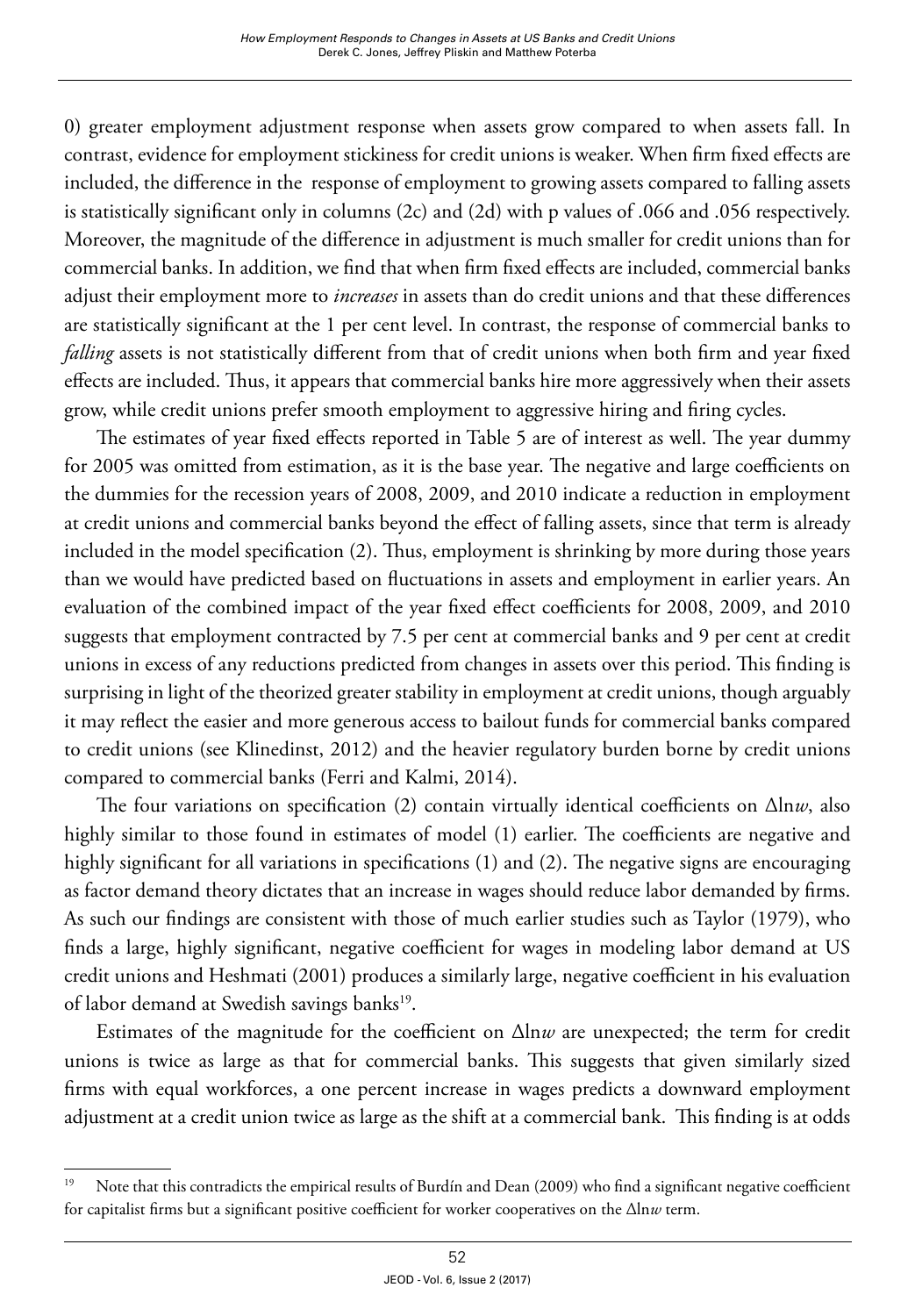0) greater employment adjustment response when assets grow compared to when assets fall. In contrast, evidence for employment stickiness for credit unions is weaker. When firm fixed effects are included, the difference in the response of employment to growing assets compared to falling assets is statistically significant only in columns (2c) and (2d) with p values of .066 and .056 respectively. Moreover, the magnitude of the difference in adjustment is much smaller for credit unions than for commercial banks. In addition, we find that when firm fixed effects are included, commercial banks adjust their employment more to *increases* in assets than do credit unions and that these differences are statistically significant at the 1 per cent level. In contrast, the response of commercial banks to *falling* assets is not statistically different from that of credit unions when both firm and year fixed effects are included. Thus, it appears that commercial banks hire more aggressively when their assets grow, while credit unions prefer smooth employment to aggressive hiring and firing cycles.

The estimates of year fixed effects reported in Table 5 are of interest as well. The year dummy for 2005 was omitted from estimation, as it is the base year. The negative and large coefficients on the dummies for the recession years of 2008, 2009, and 2010 indicate a reduction in employment at credit unions and commercial banks beyond the effect of falling assets, since that term is already included in the model specification (2). Thus, employment is shrinking by more during those years than we would have predicted based on fluctuations in assets and employment in earlier years. An evaluation of the combined impact of the year fixed effect coefficients for 2008, 2009, and 2010 suggests that employment contracted by 7.5 per cent at commercial banks and 9 per cent at credit unions in excess of any reductions predicted from changes in assets over this period. This finding is surprising in light of the theorized greater stability in employment at credit unions, though arguably it may reflect the easier and more generous access to bailout funds for commercial banks compared to credit unions (see Klinedinst, 2012) and the heavier regulatory burden borne by credit unions compared to commercial banks (Ferri and Kalmi, 2014).

The four variations on specification (2) contain virtually identical coefficients on $\Delta \ln w$, also highly similar to those found in estimates of model (1) earlier. The coefficients are negative and highly significant for all variations in specifications (1) and (2). The negative signs are encouraging as factor demand theory dictates that an increase in wages should reduce labor demanded by firms. As such our findings are consistent with those of much earlier studies such as Taylor (1979), who finds a large, highly significant, negative coefficient for wages in modeling labor demand at US credit unions and Heshmati (2001) produces a similarly large, negative coefficient in his evaluation of labor demand at Swedish savings banks[19].

Estimates of the magnitude for the coefficient on $\Delta \ln w$ are unexpected; the term for credit unions is twice as large as that for commercial banks. This suggests that given similarly sized firms with equal workforces, a one percent increase in wages predicts a downward employment adjustment at a credit union twice as large as the shift at a commercial bank. This finding is at odds

[19] Note that this contradicts the empirical results of Burdín and Dean (2009) who find a significant negative coefficient for capitalist firms but a significant positive coefficient for worker cooperatives on the $\Delta \ln w$ term.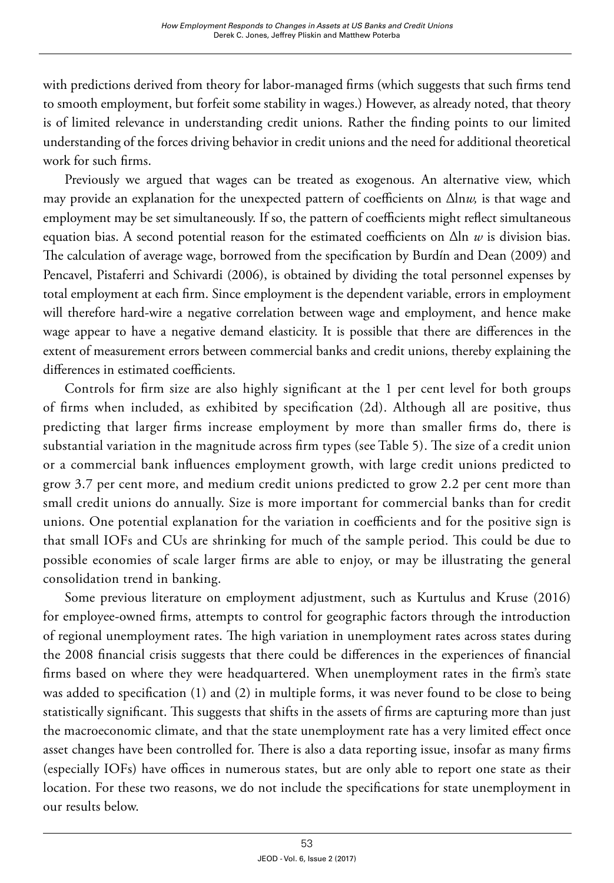with predictions derived from theory for labor-managed firms (which suggests that such firms tend to smooth employment, but forfeit some stability in wages.) However, as already noted, that theory is of limited relevance in understanding credit unions. Rather the finding points to our limited understanding of the forces driving behavior in credit unions and the need for additional theoretical work for such firms.

Previously we argued that wages can be treated as exogenous. An alternative view, which may provide an explanation for the unexpected pattern of coefficients on $\Delta \ln w$, is that wage and employment may be set simultaneously. If so, the pattern of coefficients might reflect simultaneous equation bias. A second potential reason for the estimated coefficients on $\Delta \ln w$ is division bias. The calculation of average wage, borrowed from the specification by Burdín and Dean (2009) and Pencavel, Pistaferri and Schivardi (2006), is obtained by dividing the total personnel expenses by total employment at each firm. Since employment is the dependent variable, errors in employment will therefore hard-wire a negative correlation between wage and employment, and hence make wage appear to have a negative demand elasticity. It is possible that there are differences in the extent of measurement errors between commercial banks and credit unions, thereby explaining the differences in estimated coefficients.

Controls for firm size are also highly significant at the 1 per cent level for both groups of firms when included, as exhibited by specification (2d). Although all are positive, thus predicting that larger firms increase employment by more than smaller firms do, there is substantial variation in the magnitude across firm types (see Table 5). The size of a credit union or a commercial bank influences employment growth, with large credit unions predicted to grow 3.7 per cent more, and medium credit unions predicted to grow 2.2 per cent more than small credit unions do annually. Size is more important for commercial banks than for credit unions. One potential explanation for the variation in coefficients and for the positive sign is that small IOFs and CUs are shrinking for much of the sample period. This could be due to possible economies of scale larger firms are able to enjoy, or may be illustrating the general consolidation trend in banking.

Some previous literature on employment adjustment, such as Kurtulus and Kruse (2016) for employee-owned firms, attempts to control for geographic factors through the introduction of regional unemployment rates. The high variation in unemployment rates across states during the 2008 financial crisis suggests that there could be differences in the experiences of financial firms based on where they were headquartered. When unemployment rates in the firm's state was added to specification (1) and (2) in multiple forms, it was never found to be close to being statistically significant. This suggests that shifts in the assets of firms are capturing more than just the macroeconomic climate, and that the state unemployment rate has a very limited effect once asset changes have been controlled for. There is also a data reporting issue, insofar as many firms (especially IOFs) have offices in numerous states, but are only able to report one state as their location. For these two reasons, we do not include the specifications for state unemployment in our results below.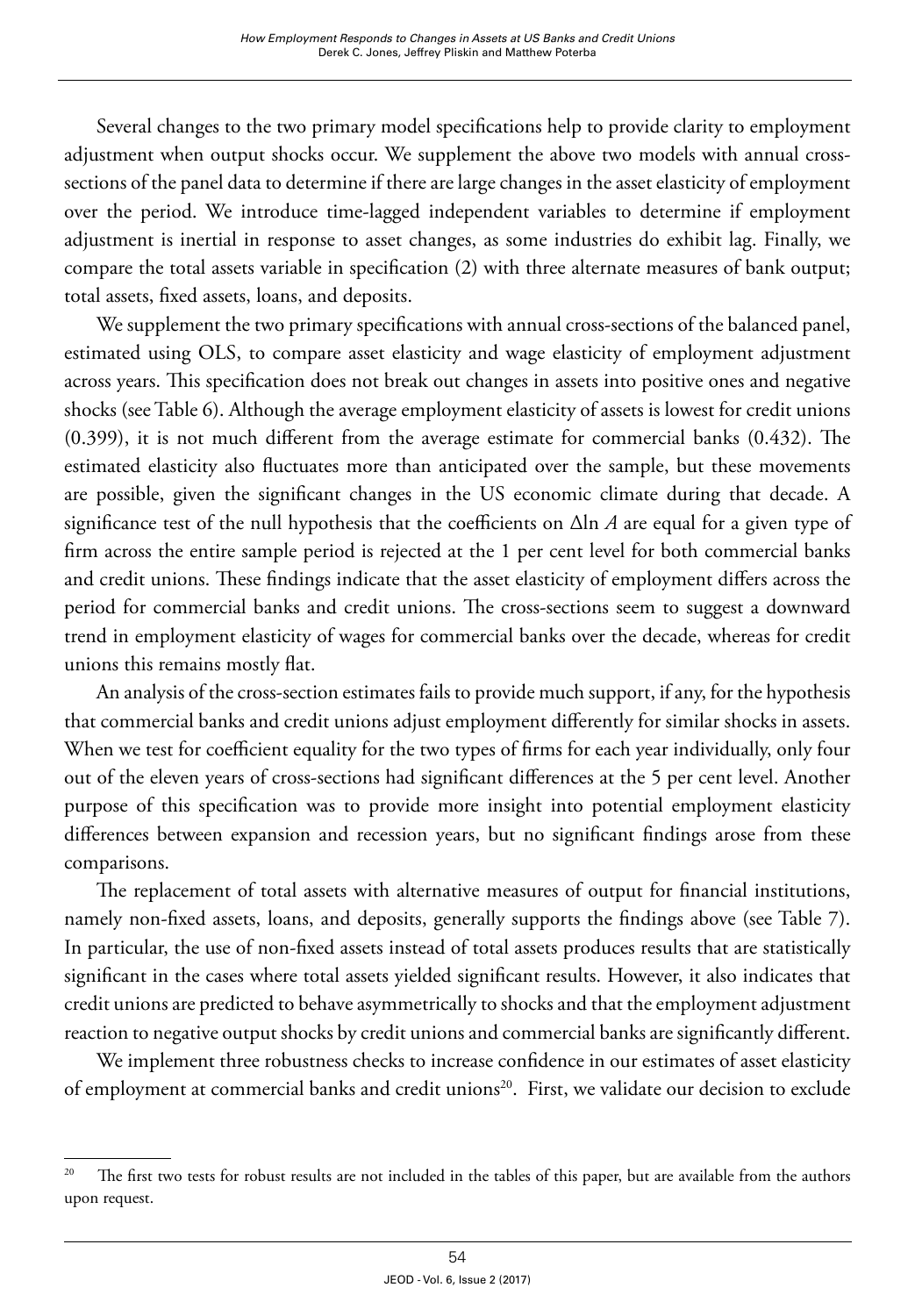Several changes to the two primary model specifications help to provide clarity to employment adjustment when output shocks occur. We supplement the above two models with annual cross-sections of the panel data to determine if there are large changes in the asset elasticity of employment over the period. We introduce time-lagged independent variables to determine if employment adjustment is inertial in response to asset changes, as some industries do exhibit lag. Finally, we compare the total assets variable in specification (2) with three alternate measures of bank output; total assets, fixed assets, loans, and deposits.

We supplement the two primary specifications with annual cross-sections of the balanced panel, estimated using OLS, to compare asset elasticity and wage elasticity of employment adjustment across years. This specification does not break out changes in assets into positive ones and negative shocks (see Table 6). Although the average employment elasticity of assets is lowest for credit unions (0.399), it is not much different from the average estimate for commercial banks (0.432). The estimated elasticity also fluctuates more than anticipated over the sample, but these movements are possible, given the significant changes in the US economic climate during that decade. A significance test of the null hypothesis that the coefficients on $\Delta \ln A$ are equal for a given type of firm across the entire sample period is rejected at the 1 per cent level for both commercial banks and credit unions. These findings indicate that the asset elasticity of employment differs across the period for commercial banks and credit unions. The cross-sections seem to suggest a downward trend in employment elasticity of wages for commercial banks over the decade, whereas for credit unions this remains mostly flat.

An analysis of the cross-section estimates fails to provide much support, if any, for the hypothesis that commercial banks and credit unions adjust employment differently for similar shocks in assets. When we test for coefficient equality for the two types of firms for each year individually, only four out of the eleven years of cross-sections had significant differences at the 5 per cent level. Another purpose of this specification was to provide more insight into potential employment elasticity differences between expansion and recession years, but no significant findings arose from these comparisons.

The replacement of total assets with alternative measures of output for financial institutions, namely non-fixed assets, loans, and deposits, generally supports the findings above (see Table 7). In particular, the use of non-fixed assets instead of total assets produces results that are statistically significant in the cases where total assets yielded significant results. However, it also indicates that credit unions are predicted to behave asymmetrically to shocks and that the employment adjustment reaction to negative output shocks by credit unions and commercial banks are significantly different.

We implement three robustness checks to increase confidence in our estimates of asset elasticity of employment at commercial banks and credit unions[20]. First, we validate our decision to exclude

[20] The first two tests for robust results are not included in the tables of this paper, but are available from the authors upon request.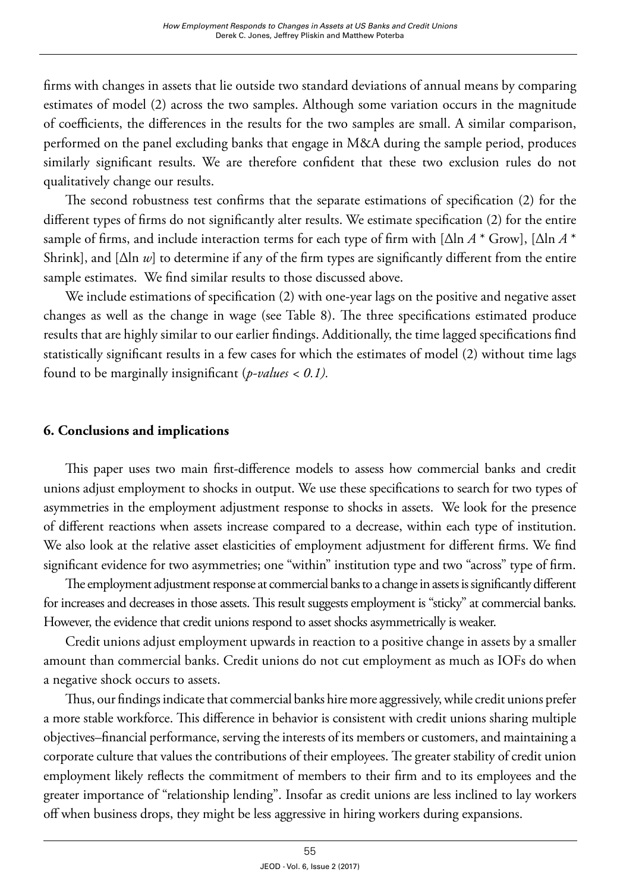firms with changes in assets that lie outside two standard deviations of annual means by comparing estimates of model (2) across the two samples. Although some variation occurs in the magnitude of coefficients, the differences in the results for the two samples are small. A similar comparison, performed on the panel excluding banks that engage in M&A during the sample period, produces similarly significant results. We are therefore confident that these two exclusion rules do not qualitatively change our results.

The second robustness test confirms that the separate estimations of specification (2) for the different types of firms do not significantly alter results. We estimate specification (2) for the entire sample of firms, and include interaction terms for each type of firm with [$\Delta \ln A$ * Grow], [$\Delta \ln A$ * Shrink], and [$\Delta \ln w$] to determine if any of the firm types are significantly different from the entire sample estimates. We find similar results to those discussed above.

We include estimations of specification (2) with one-year lags on the positive and negative asset changes as well as the change in wage (see Table 8). The three specifications estimated produce results that are highly similar to our earlier findings. Additionally, the time lagged specifications find statistically significant results in a few cases for which the estimates of model (2) without time lags found to be marginally insignificant (*p-values* $< 0.1$).

## 6. Conclusions and implications

This paper uses two main first-difference models to assess how commercial banks and credit unions adjust employment to shocks in output. We use these specifications to search for two types of asymmetries in the employment adjustment response to shocks in assets. We look for the presence of different reactions when assets increase compared to a decrease, within each type of institution. We also look at the relative asset elasticities of employment adjustment for different firms. We find significant evidence for two asymmetries; one "within" institution type and two "across" type of firm.

The employment adjustment response at commercial banks to a change in assets is significantly different for increases and decreases in those assets. This result suggests employment is "sticky" at commercial banks. However, the evidence that credit unions respond to asset shocks asymmetrically is weaker.

Credit unions adjust employment upwards in reaction to a positive change in assets by a smaller amount than commercial banks. Credit unions do not cut employment as much as IOFs do when a negative shock occurs to assets.

Thus, our findings indicate that commercial banks hire more aggressively, while credit unions prefer a more stable workforce. This difference in behavior is consistent with credit unions sharing multiple objectives–financial performance, serving the interests of its members or customers, and maintaining a corporate culture that values the contributions of their employees. The greater stability of credit union employment likely reflects the commitment of members to their firm and to its employees and the greater importance of "relationship lending". Insofar as credit unions are less inclined to lay workers off when business drops, they might be less aggressive in hiring workers during expansions.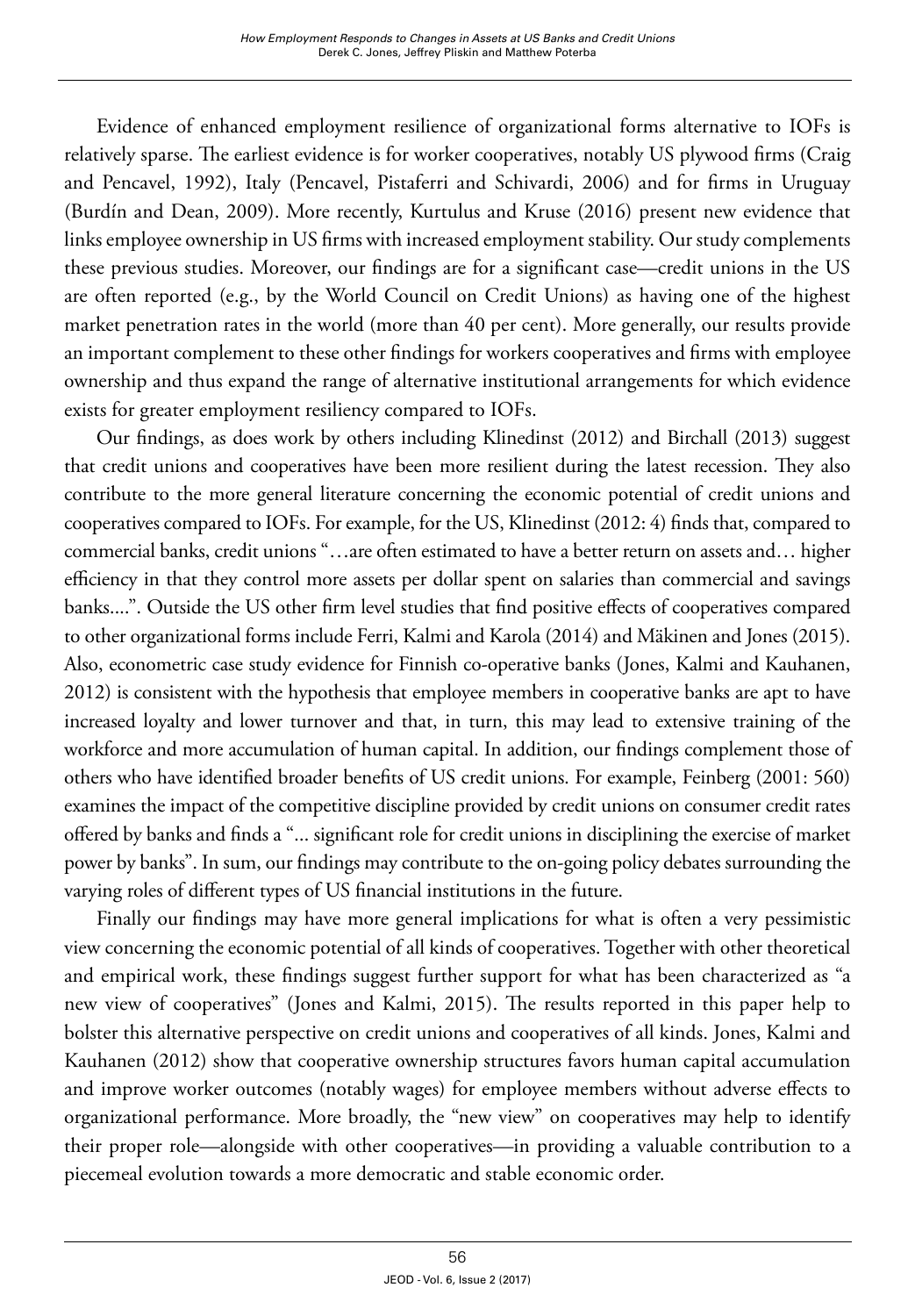Evidence of enhanced employment resilience of organizational forms alternative to IOFs is relatively sparse. The earliest evidence is for worker cooperatives, notably US plywood firms (Craig and Pencavel, 1992), Italy (Pencavel, Pistaferri and Schivardi, 2006) and for firms in Uruguay (Burdín and Dean, 2009). More recently, Kurtulus and Kruse (2016) present new evidence that links employee ownership in US firms with increased employment stability. Our study complements these previous studies. Moreover, our findings are for a significant case—credit unions in the US are often reported (e.g., by the World Council on Credit Unions) as having one of the highest market penetration rates in the world (more than 40 per cent). More generally, our results provide an important complement to these other findings for workers cooperatives and firms with employee ownership and thus expand the range of alternative institutional arrangements for which evidence exists for greater employment resiliency compared to IOFs.

Our findings, as does work by others including Klinedinst (2012) and Birchall (2013) suggest that credit unions and cooperatives have been more resilient during the latest recession. They also contribute to the more general literature concerning the economic potential of credit unions and cooperatives compared to IOFs. For example, for the US, Klinedinst (2012: 4) finds that, compared to commercial banks, credit unions "…are often estimated to have a better return on assets and… higher efficiency in that they control more assets per dollar spent on salaries than commercial and savings banks....". Outside the US other firm level studies that find positive effects of cooperatives compared to other organizational forms include Ferri, Kalmi and Karola (2014) and Mäkinen and Jones (2015). Also, econometric case study evidence for Finnish co-operative banks (Jones, Kalmi and Kauhanen, 2012) is consistent with the hypothesis that employee members in cooperative banks are apt to have increased loyalty and lower turnover and that, in turn, this may lead to extensive training of the workforce and more accumulation of human capital. In addition, our findings complement those of others who have identified broader benefits of US credit unions. For example, Feinberg (2001: 560) examines the impact of the competitive discipline provided by credit unions on consumer credit rates offered by banks and finds a "... significant role for credit unions in disciplining the exercise of market power by banks". In sum, our findings may contribute to the on-going policy debates surrounding the varying roles of different types of US financial institutions in the future.

Finally our findings may have more general implications for what is often a very pessimistic view concerning the economic potential of all kinds of cooperatives. Together with other theoretical and empirical work, these findings suggest further support for what has been characterized as "a new view of cooperatives" (Jones and Kalmi, 2015). The results reported in this paper help to bolster this alternative perspective on credit unions and cooperatives of all kinds. Jones, Kalmi and Kauhanen (2012) show that cooperative ownership structures favors human capital accumulation and improve worker outcomes (notably wages) for employee members without adverse effects to organizational performance. More broadly, the "new view" on cooperatives may help to identify their proper role—alongside with other cooperatives—in providing a valuable contribution to a piecemeal evolution towards a more democratic and stable economic order.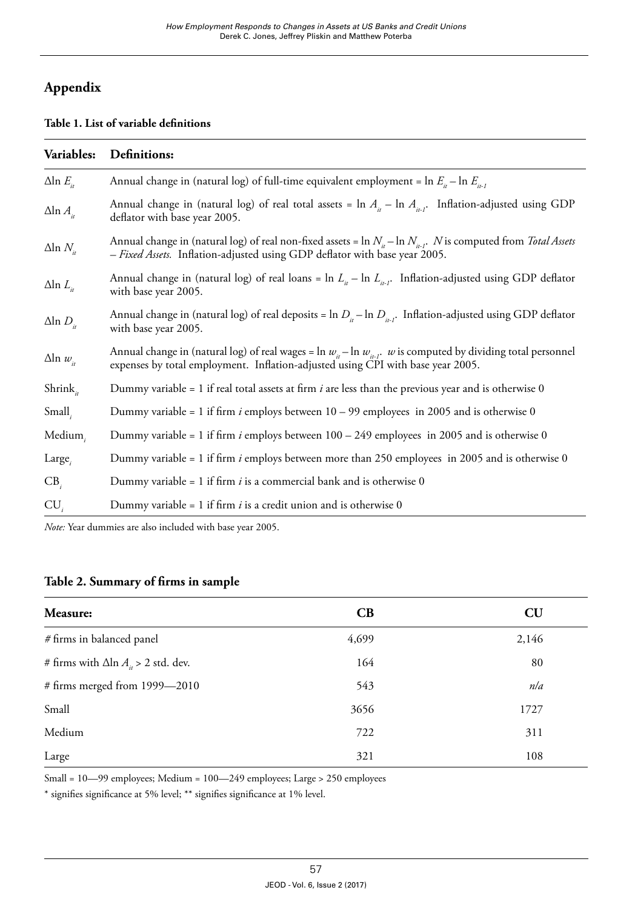## Appendix

**Table 1. List of variable definitions**

| Variables: | Definitions: |
|---|---|
| $\Delta \ln E_{it}$ | Annual change in (natural log) of full-time equivalent employment = $\ln E_{it} - \ln E_{it-1}$ |
| $\Delta \ln A_{it}$ | Annual change in (natural log) of real total assets = $\ln A_{it} - \ln A_{it-1}$. Inflation-adjusted using GDP deflator with base year 2005. |
| $\Delta \ln N_{it}$ | Annual change in (natural log) of real non-fixed assets = $\ln N_{it} - \ln N_{it-1}$. $N$ is computed from *Total Assets – Fixed Assets.* Inflation-adjusted using GDP deflator with base year 2005. |
| $\Delta \ln L_{it}$ | Annual change in (natural log) of real loans = $\ln L_{it} - \ln L_{it-1}$. Inflation-adjusted using GDP deflator with base year 2005. |
| $\Delta \ln D_{it}$ | Annual change in (natural log) of real deposits = $\ln D_{it} - \ln D_{it-1}$. Inflation-adjusted using GDP deflator with base year 2005. |
| $\Delta \ln w_{it}$ | Annual change in (natural log) of real wages = $\ln w_{it} - \ln w_{it-1}$. $w$ is computed by dividing total personnel expenses by total employment. Inflation-adjusted using CPI with base year 2005. |
| $\text{Shrink}_{it}$ | Dummy variable = 1 if real total assets at firm $i$ are less than the previous year and is otherwise 0 |
| $\text{Small}_i$ | Dummy variable = 1 if firm $i$ employs between 10 – 99 employees in 2005 and is otherwise 0 |
| $\text{Medium}_i$ | Dummy variable = 1 if firm $i$ employs between 100 – 249 employees in 2005 and is otherwise 0 |
| $\text{Large}_i$ | Dummy variable = 1 if firm $i$ employs between more than 250 employees in 2005 and is otherwise 0 |
| $\text{CB}_i$ | Dummy variable = 1 if firm $i$ is a commercial bank and is otherwise 0 |
| $\text{CU}_i$ | Dummy variable = 1 if firm $i$ is a credit union and is otherwise 0 |

*Note:* Year dummies are also included with base year 2005.

**Table 2. Summary of firms in sample**

| Measure: | CB | CU |
|---|---|---|
| # firms in balanced panel | 4,699 | 2,146 |
| # firms with $\Delta \ln A_{it}$ > 2 std. dev. | 164 | 80 |
| # firms merged from 1999—2010 | 543 | *n/a* |
| Small | 3656 | 1727 |
| Medium | 722 | 311 |
| Large | 321 | 108 |

Small = 10—99 employees; Medium = 100—249 employees; Large > 250 employees

* signifies significance at 5% level; ** signifies significance at 1% level.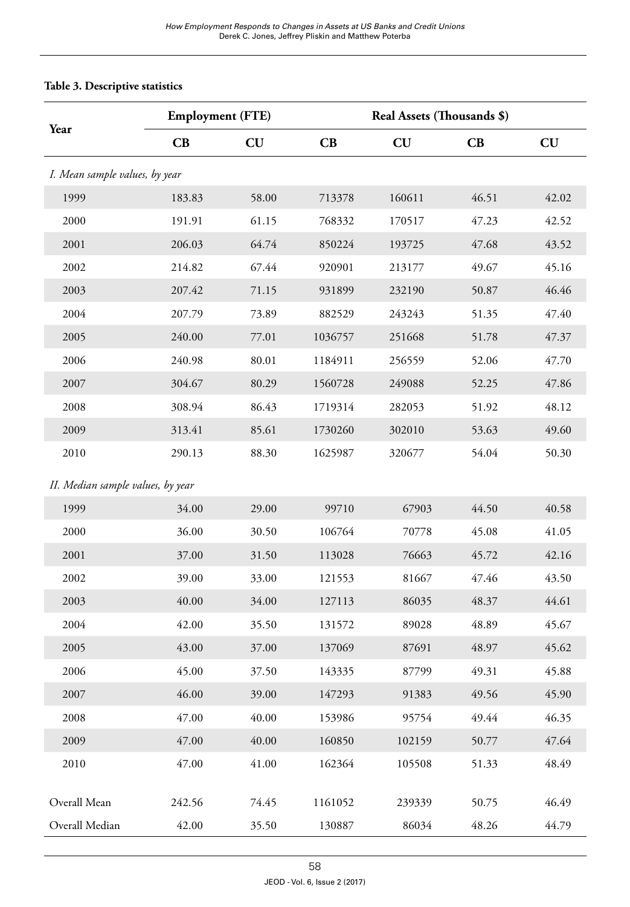**Table 3. Descriptive statistics**

| Year | Employment (FTE) | | Real Assets (Thousands $) | | | |
|---|---|---|---|---|---|---|
| | CB | CU | CB | CU | CB | CU |
| *I. Mean sample values, by year* | | | | | | |
| 1999 | 183.83 | 58.00 | 713378 | 160611 | 46.51 | 42.02 |
| 2000 | 191.91 | 61.15 | 768332 | 170517 | 47.23 | 42.52 |
| 2001 | 206.03 | 64.74 | 850224 | 193725 | 47.68 | 43.52 |
| 2002 | 214.82 | 67.44 | 920901 | 213177 | 49.67 | 45.16 |
| 2003 | 207.42 | 71.15 | 931899 | 232190 | 50.87 | 46.46 |
| 2004 | 207.79 | 73.89 | 882529 | 243243 | 51.35 | 47.40 |
| 2005 | 240.00 | 77.01 | 1036757 | 251668 | 51.78 | 47.37 |
| 2006 | 240.98 | 80.01 | 1184911 | 256559 | 52.06 | 47.70 |
| 2007 | 304.67 | 80.29 | 1560728 | 249088 | 52.25 | 47.86 |
| 2008 | 308.94 | 86.43 | 1719314 | 282053 | 51.92 | 48.12 |
| 2009 | 313.41 | 85.61 | 1730260 | 302010 | 53.63 | 49.60 |
| 2010 | 290.13 | 88.30 | 1625987 | 320677 | 54.04 | 50.30 |
| *II. Median sample values, by year* | | | | | | |
| 1999 | 34.00 | 29.00 | 99710 | 67903 | 44.50 | 40.58 |
| 2000 | 36.00 | 30.50 | 106764 | 70778 | 45.08 | 41.05 |
| 2001 | 37.00 | 31.50 | 113028 | 76663 | 45.72 | 42.16 |
| 2002 | 39.00 | 33.00 | 121553 | 81667 | 47.46 | 43.50 |
| 2003 | 40.00 | 34.00 | 127113 | 86035 | 48.37 | 44.61 |
| 2004 | 42.00 | 35.50 | 131572 | 89028 | 48.89 | 45.67 |
| 2005 | 43.00 | 37.00 | 137069 | 87691 | 48.97 | 45.62 |
| 2006 | 45.00 | 37.50 | 143335 | 87799 | 49.31 | 45.88 |
| 2007 | 46.00 | 39.00 | 147293 | 91383 | 49.56 | 45.90 |
| 2008 | 47.00 | 40.00 | 153986 | 95754 | 49.44 | 46.35 |
| 2009 | 47.00 | 40.00 | 160850 | 102159 | 50.77 | 47.64 |
| 2010 | 47.00 | 41.00 | 162364 | 105508 | 51.33 | 48.49 |
| Overall Mean | 242.56 | 74.45 | 1161052 | 239339 | 50.75 | 46.49 |
| Overall Median | 42.00 | 35.50 | 130887 | 86034 | 48.26 | 44.79 |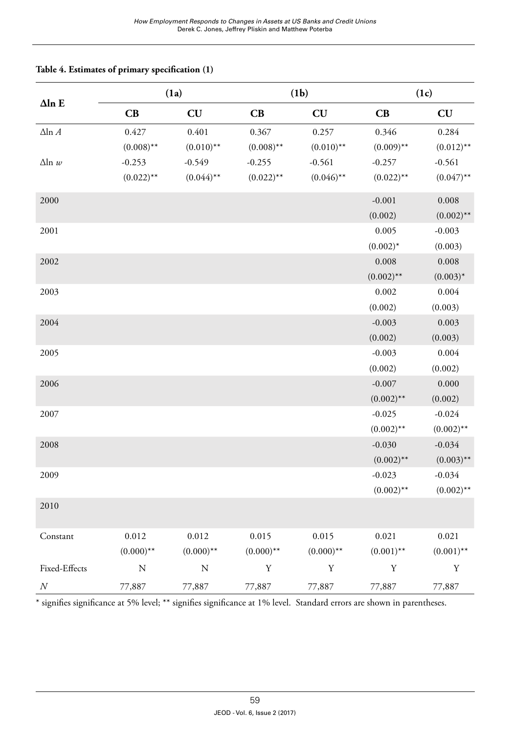**Table 4. Estimates of primary specification (1)**

| $\Delta$ln E | (1a) | | (1b) | | (1c) | |
|---|---|---|---|---|---|---|
| | **CB** | **CU** | **CB** | **CU** | **CB** | **CU** |
| $\Delta \ln A$ | 0.427 | 0.401 | 0.367 | 0.257 | 0.346 | 0.284 |
| | (0.008)** | (0.010)** | (0.008)** | (0.010)** | (0.009)** | (0.012)** |
| $\Delta \ln w$ | -0.253 | -0.549 | -0.255 | -0.561 | -0.257 | -0.561 |
| | (0.022)** | (0.044)** | (0.022)** | (0.046)** | (0.022)** | (0.047)** |
| 2000 | | | | | -0.001 | 0.008 |
| | | | | | (0.002) | (0.002)** |
| 2001 | | | | | 0.005 | -0.003 |
| | | | | | (0.002)* | (0.003) |
| 2002 | | | | | 0.008 | 0.008 |
| | | | | | (0.002)** | (0.003)* |
| 2003 | | | | | 0.002 | 0.004 |
| | | | | | (0.002) | (0.003) |
| 2004 | | | | | -0.003 | 0.003 |
| | | | | | (0.002) | (0.003) |
| 2005 | | | | | -0.003 | 0.004 |
| | | | | | (0.002) | (0.002) |
| 2006 | | | | | -0.007 | 0.000 |
| | | | | | (0.002)** | (0.002) |
| 2007 | | | | | -0.025 | -0.024 |
| | | | | | (0.002)** | (0.002)** |
| 2008 | | | | | -0.030 | -0.034 |
| | | | | | (0.002)** | (0.003)** |
| 2009 | | | | | -0.023 | -0.034 |
| | | | | | (0.002)** | (0.002)** |
| 2010 | | | | | | |
| Constant | 0.012 | 0.012 | 0.015 | 0.015 | 0.021 | 0.021 |
| | (0.000)** | (0.000)** | (0.000)** | (0.000)** | (0.001)** | (0.001)** |
| Fixed-Effects | N | N | Y | Y | Y | Y |
| $N$ | 77,887 | 77,887 | 77,887 | 77,887 | 77,887 | 77,887 |

\* signifies significance at 5% level; ** signifies significance at 1% level. Standard errors are shown in parentheses.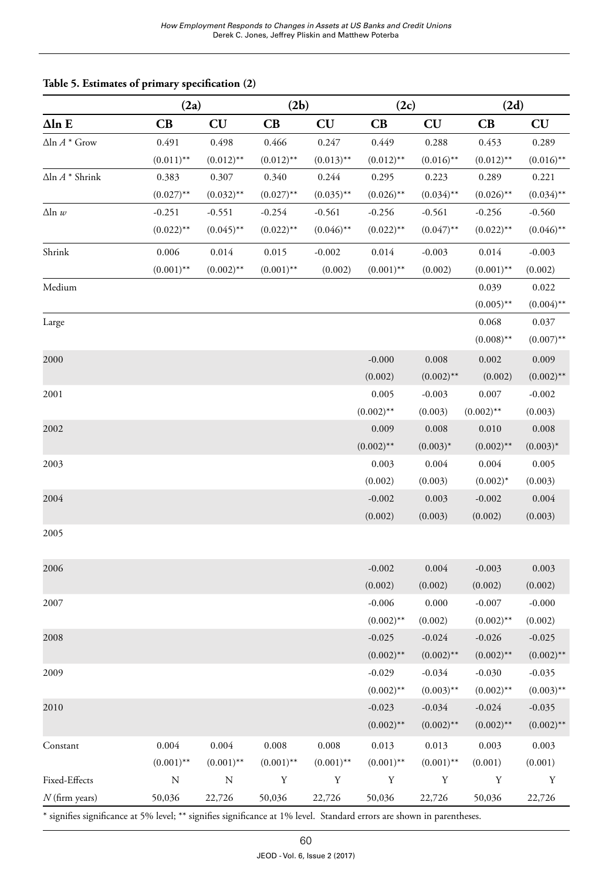**Table 5. Estimates of primary specification (2)**

| | (2a) | | (2b) | | (2c) | | (2d) | |
|---|---|---|---|---|---|---|---|---|
| **Δln E** | **CB** | **CU** | **CB** | **CU** | **CB** | **CU** | **CB** | **CU** |
| Δln $A$ * Grow | 0.491 | 0.498 | 0.466 | 0.247 | 0.449 | 0.288 | 0.453 | 0.289 |
| | (0.011)** | (0.012)** | (0.012)** | (0.013)** | (0.012)** | (0.016)** | (0.012)** | (0.016)** |
| Δln $A$ * Shrink | 0.383 | 0.307 | 0.340 | 0.244 | 0.295 | 0.223 | 0.289 | 0.221 |
| | (0.027)** | (0.032)** | (0.027)** | (0.035)** | (0.026)** | (0.034)** | (0.026)** | (0.034)** |
| Δln $w$ | -0.251 | -0.551 | -0.254 | -0.561 | -0.256 | -0.561 | -0.256 | -0.560 |
| | (0.022)** | (0.045)** | (0.022)** | (0.046)** | (0.022)** | (0.047)** | (0.022)** | (0.046)** |
| Shrink | 0.006 | 0.014 | 0.015 | -0.002 | 0.014 | -0.003 | 0.014 | -0.003 |
| | (0.001)** | (0.002)** | (0.001)** | (0.002) | (0.001)** | (0.002) | (0.001)** | (0.002) |
| Medium | | | | | | | 0.039 | 0.022 |
| | | | | | | | (0.005)** | (0.004)** |
| Large | | | | | | | 0.068 | 0.037 |
| | | | | | | | (0.008)** | (0.007)** |
| 2000 | | | | | -0.000 | 0.008 | 0.002 | 0.009 |
| | | | | | (0.002) | (0.002)** | (0.002) | (0.002)** |
| 2001 | | | | | 0.005 | -0.003 | 0.007 | -0.002 |
| | | | | | (0.002)** | (0.003) | (0.002)** | (0.003) |
| 2002 | | | | | 0.009 | 0.008 | 0.010 | 0.008 |
| | | | | | (0.002)** | (0.003)* | (0.002)** | (0.003)* |
| 2003 | | | | | 0.003 | 0.004 | 0.004 | 0.005 |
| | | | | | (0.002) | (0.003) | (0.002)* | (0.003) |
| 2004 | | | | | -0.002 | 0.003 | -0.002 | 0.004 |
| | | | | | (0.002) | (0.003) | (0.002) | (0.003) |
| 2005 | | | | | | | | |
| 2006 | | | | | -0.002 | 0.004 | -0.003 | 0.003 |
| | | | | | (0.002) | (0.002) | (0.002) | (0.002) |
| 2007 | | | | | -0.006 | 0.000 | -0.007 | -0.000 |
| | | | | | (0.002)** | (0.002) | (0.002)** | (0.002) |
| 2008 | | | | | -0.025 | -0.024 | -0.026 | -0.025 |
| | | | | | (0.002)** | (0.002)** | (0.002)** | (0.002)** |
| 2009 | | | | | -0.029 | -0.034 | -0.030 | -0.035 |
| | | | | | (0.002)** | (0.003)** | (0.002)** | (0.003)** |
| 2010 | | | | | -0.023 | -0.034 | -0.024 | -0.035 |
| | | | | | (0.002)** | (0.002)** | (0.002)** | (0.002)** |
| Constant | 0.004 | 0.004 | 0.008 | 0.008 | 0.013 | 0.013 | 0.003 | 0.003 |
| | (0.001)** | (0.001)** | (0.001)** | (0.001)** | (0.001)** | (0.001)** | (0.001) | (0.001) |
| Fixed-Effects | N | N | Y | Y | Y | Y | Y | Y |
| $N$ (firm years) | 50,036 | 22,726 | 50,036 | 22,726 | 50,036 | 22,726 | 50,036 | 22,726 |

* signifies significance at 5% level; ** signifies significance at 1% level. Standard errors are shown in parentheses.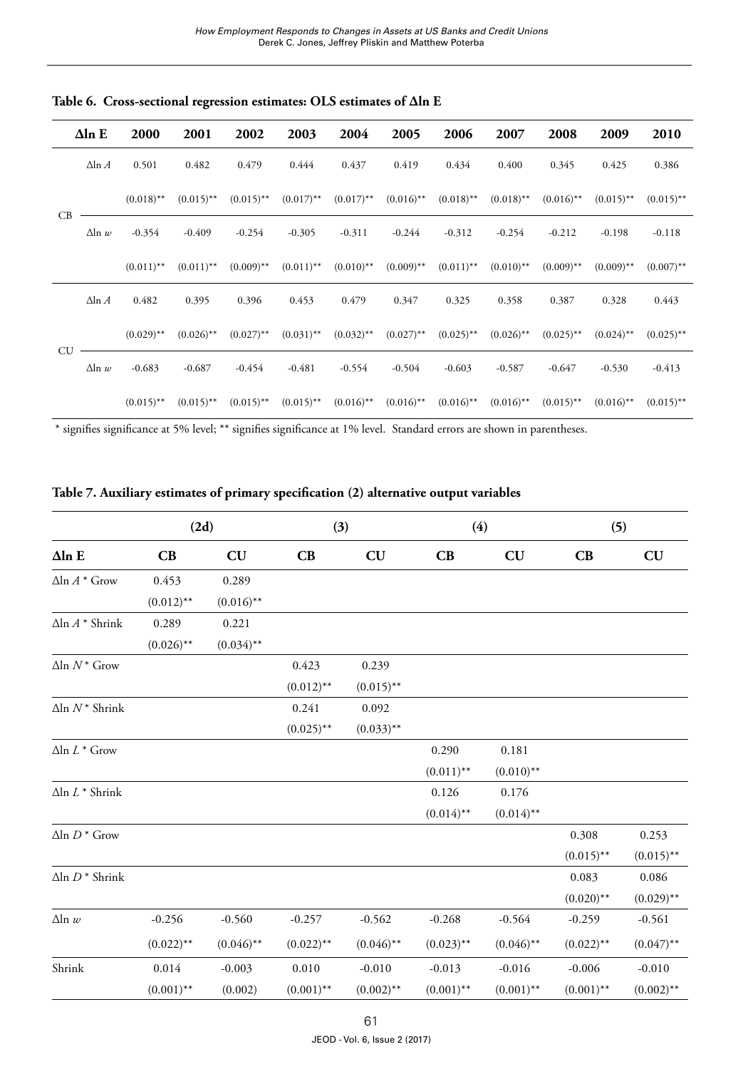**Table 6. Cross-sectional regression estimates: OLS estimates of Δln E**

| | Δln E | 2000 | 2001 | 2002 | 2003 | 2004 | 2005 | 2006 | 2007 | 2008 | 2009 | 2010 |
|---|---|---|---|---|---|---|---|---|---|---|---|---|
| CB | Δln *A* | 0.501 | 0.482 | 0.479 | 0.444 | 0.437 | 0.419 | 0.434 | 0.400 | 0.345 | 0.425 | 0.386 |
| | | (0.018)** | (0.015)** | (0.015)** | (0.017)** | (0.017)** | (0.016)** | (0.018)** | (0.018)** | (0.016)** | (0.015)** | (0.015)** |
| | Δln *w* | -0.354 | -0.409 | -0.254 | -0.305 | -0.311 | -0.244 | -0.312 | -0.254 | -0.212 | -0.198 | -0.118 |
| | | (0.011)** | (0.011)** | (0.009)** | (0.011)** | (0.010)** | (0.009)** | (0.011)** | (0.010)** | (0.009)** | (0.009)** | (0.007)** |
| CU | Δln *A* | 0.482 | 0.395 | 0.396 | 0.453 | 0.479 | 0.347 | 0.325 | 0.358 | 0.387 | 0.328 | 0.443 |
| | | (0.029)** | (0.026)** | (0.027)** | (0.031)** | (0.032)** | (0.027)** | (0.025)** | (0.026)** | (0.025)** | (0.024)** | (0.025)** |
| | Δln *w* | -0.683 | -0.687 | -0.454 | -0.481 | -0.554 | -0.504 | -0.603 | -0.587 | -0.647 | -0.530 | -0.413 |
| | | (0.015)** | (0.015)** | (0.015)** | (0.015)** | (0.016)** | (0.016)** | (0.016)** | (0.016)** | (0.015)** | (0.016)** | (0.015)** |

\* signifies significance at 5% level; ** signifies significance at 1% level. Standard errors are shown in parentheses.

**Table 7. Auxiliary estimates of primary specification (2) alternative output variables**

| | (2d) | | (3) | | (4) | | (5) | |
|---|---|---|---|---|---|---|---|---|
| **Δln E** | **CB** | **CU** | **CB** | **CU** | **CB** | **CU** | **CB** | **CU** |
| Δln *A* * Grow | 0.453 | 0.289 | | | | | | |
| | (0.012)** | (0.016)** | | | | | | |
| Δln *A* * Shrink | 0.289 | 0.221 | | | | | | |
| | (0.026)** | (0.034)** | | | | | | |
| Δln *N* * Grow | | | 0.423 | 0.239 | | | | |
| | | | (0.012)** | (0.015)** | | | | |
| Δln *N* * Shrink | | | 0.241 | 0.092 | | | | |
| | | | (0.025)** | (0.033)** | | | | |
| Δln *L* * Grow | | | | | 0.290 | 0.181 | | |
| | | | | | (0.011)** | (0.010)** | | |
| Δln *L* * Shrink | | | | | 0.126 | 0.176 | | |
| | | | | | (0.014)** | (0.014)** | | |
| Δln *D* * Grow | | | | | | | 0.308 | 0.253 |
| | | | | | | | (0.015)** | (0.015)** |
| Δln *D* * Shrink | | | | | | | 0.083 | 0.086 |
| | | | | | | | (0.020)** | (0.029)** |
| Δln *w* | -0.256 | -0.560 | -0.257 | -0.562 | -0.268 | -0.564 | -0.259 | -0.561 |
| | (0.022)** | (0.046)** | (0.022)** | (0.046)** | (0.023)** | (0.046)** | (0.022)** | (0.047)** |
| Shrink | 0.014 | -0.003 | 0.010 | -0.010 | -0.013 | -0.016 | -0.006 | -0.010 |
| | (0.001)** | (0.002) | (0.001)** | (0.002)** | (0.001)** | (0.001)** | (0.001)** | (0.002)** |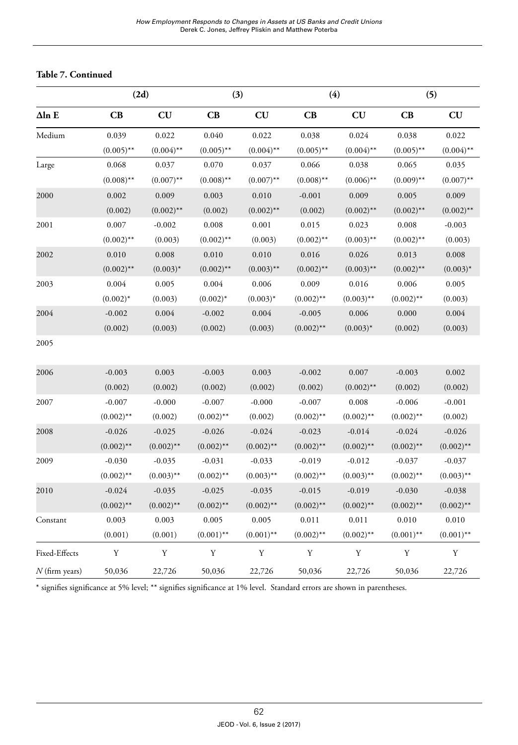**Table 7. Continued**

| | (2d) | | (3) | | (4) | | (5) | |
|---|---|---|---|---|---|---|---|---|
| $\Delta \ln E$ | CB | CU | CB | CU | CB | CU | CB | CU |
| Medium | 0.039 | 0.022 | 0.040 | 0.022 | 0.038 | 0.024 | 0.038 | 0.022 |
| | (0.005)** | (0.004)** | (0.005)** | (0.004)** | (0.005)** | (0.004)** | (0.005)** | (0.004)** |
| Large | 0.068 | 0.037 | 0.070 | 0.037 | 0.066 | 0.038 | 0.065 | 0.035 |
| | (0.008)** | (0.007)** | (0.008)** | (0.007)** | (0.008)** | (0.006)** | (0.009)** | (0.007)** |
| 2000 | 0.002 | 0.009 | 0.003 | 0.010 | -0.001 | 0.009 | 0.005 | 0.009 |
| | (0.002) | (0.002)** | (0.002) | (0.002)** | (0.002) | (0.002)** | (0.002)** | (0.002)** |
| 2001 | 0.007 | -0.002 | 0.008 | 0.001 | 0.015 | 0.023 | 0.008 | -0.003 |
| | (0.002)** | (0.003) | (0.002)** | (0.003) | (0.002)** | (0.003)** | (0.002)** | (0.003) |
| 2002 | 0.010 | 0.008 | 0.010 | 0.010 | 0.016 | 0.026 | 0.013 | 0.008 |
| | (0.002)** | (0.003)* | (0.002)** | (0.003)** | (0.002)** | (0.003)** | (0.002)** | (0.003)* |
| 2003 | 0.004 | 0.005 | 0.004 | 0.006 | 0.009 | 0.016 | 0.006 | 0.005 |
| | (0.002)* | (0.003) | (0.002)* | (0.003)* | (0.002)** | (0.003)** | (0.002)** | (0.003) |
| 2004 | -0.002 | 0.004 | -0.002 | 0.004 | -0.005 | 0.006 | 0.000 | 0.004 |
| | (0.002) | (0.003) | (0.002) | (0.003) | (0.002)** | (0.003)* | (0.002) | (0.003) |
| 2005 | | | | | | | | |
| 2006 | -0.003 | 0.003 | -0.003 | 0.003 | -0.002 | 0.007 | -0.003 | 0.002 |
| | (0.002) | (0.002) | (0.002) | (0.002) | (0.002) | (0.002)** | (0.002) | (0.002) |
| 2007 | -0.007 | -0.000 | -0.007 | -0.000 | -0.007 | 0.008 | -0.006 | -0.001 |
| | (0.002)** | (0.002) | (0.002)** | (0.002) | (0.002)** | (0.002)** | (0.002)** | (0.002) |
| 2008 | -0.026 | -0.025 | -0.026 | -0.024 | -0.023 | -0.014 | -0.024 | -0.026 |
| | (0.002)** | (0.002)** | (0.002)** | (0.002)** | (0.002)** | (0.002)** | (0.002)** | (0.002)** |
| 2009 | -0.030 | -0.035 | -0.031 | -0.033 | -0.019 | -0.012 | -0.037 | -0.037 |
| | (0.002)** | (0.003)** | (0.002)** | (0.003)** | (0.002)** | (0.003)** | (0.002)** | (0.003)** |
| 2010 | -0.024 | -0.035 | -0.025 | -0.035 | -0.015 | -0.019 | -0.030 | -0.038 |
| | (0.002)** | (0.002)** | (0.002)** | (0.002)** | (0.002)** | (0.002)** | (0.002)** | (0.002)** |
| Constant | 0.003 | 0.003 | 0.005 | 0.005 | 0.011 | 0.011 | 0.010 | 0.010 |
| | (0.001) | (0.001) | (0.001)** | (0.001)** | (0.002)** | (0.002)** | (0.001)** | (0.001)** |
| Fixed-Effects | Y | Y | Y | Y | Y | Y | Y | Y |
| *N* (firm years) | 50,036 | 22,726 | 50,036 | 22,726 | 50,036 | 22,726 | 50,036 | 22,726 |

* signifies significance at 5% level; ** signifies significance at 1% level. Standard errors are shown in parentheses.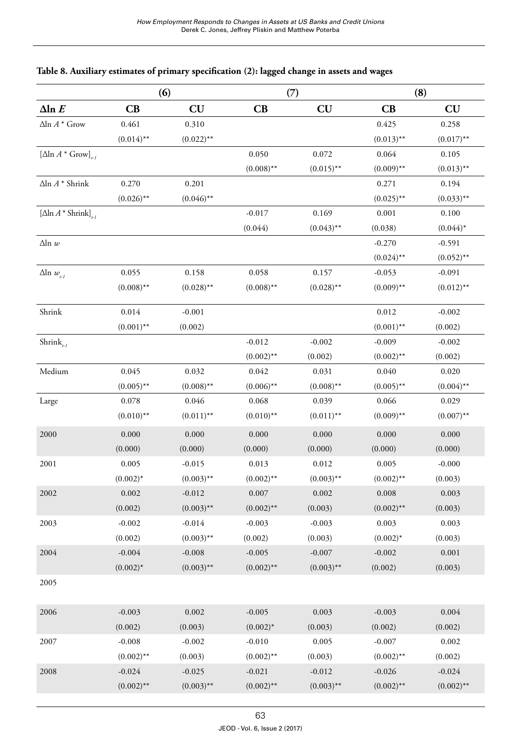**Table 8. Auxiliary estimates of primary specification (2): lagged change in assets and wages**

| | (6) | | (7) | | (8) | |
|---|---|---|---|---|---|---|
| $\Delta \ln E$ | **CB** | **CU** | **CB** | **CU** | **CB** | **CU** |
| $\Delta \ln A$ * Grow | 0.461 | 0.310 | | | 0.425 | 0.258 |
| | (0.014)** | (0.022)** | | | (0.013)** | (0.017)** |
| $[\Delta \ln A \text{ * Grow}]_{t-1}$ | | | 0.050 | 0.072 | 0.064 | 0.105 |
| | | | (0.008)** | (0.015)** | (0.009)** | (0.013)** |
| $\Delta \ln A$ * Shrink | 0.270 | 0.201 | | | 0.271 | 0.194 |
| | (0.026)** | (0.046)** | | | (0.025)** | (0.033)** |
| $[\Delta \ln A \text{ * Shrink}]_{t-1}$ | | | -0.017 | 0.169 | 0.001 | 0.100 |
| | | | (0.044) | (0.043)** | (0.038) | (0.044)* |
| $\Delta \ln w$ | | | | | -0.270 | -0.591 |
| | | | | | (0.024)** | (0.052)** |
| $\Delta \ln w_{t-1}$ | 0.055 | 0.158 | 0.058 | 0.157 | -0.053 | -0.091 |
| | (0.008)** | (0.028)** | (0.008)** | (0.028)** | (0.009)** | (0.012)** |
| Shrink | 0.014 | -0.001 | | | 0.012 | -0.002 |
| | (0.001)** | (0.002) | | | (0.001)** | (0.002) |
| $\text{Shrink}_{t-1}$ | | | -0.012 | -0.002 | -0.009 | -0.002 |
| | | | (0.002)** | (0.002) | (0.002)** | (0.002) |
| Medium | 0.045 | 0.032 | 0.042 | 0.031 | 0.040 | 0.020 |
| | (0.005)** | (0.008)** | (0.006)** | (0.008)** | (0.005)** | (0.004)** |
| Large | 0.078 | 0.046 | 0.068 | 0.039 | 0.066 | 0.029 |
| | (0.010)** | (0.011)** | (0.010)** | (0.011)** | (0.009)** | (0.007)** |
| 2000 | 0.000 | 0.000 | 0.000 | 0.000 | 0.000 | 0.000 |
| | (0.000) | (0.000) | (0.000) | (0.000) | (0.000) | (0.000) |
| 2001 | 0.005 | -0.015 | 0.013 | 0.012 | 0.005 | -0.000 |
| | (0.002)* | (0.003)** | (0.002)** | (0.003)** | (0.002)** | (0.003) |
| 2002 | 0.002 | -0.012 | 0.007 | 0.002 | 0.008 | 0.003 |
| | (0.002) | (0.003)** | (0.002)** | (0.003) | (0.002)** | (0.003) |
| 2003 | -0.002 | -0.014 | -0.003 | -0.003 | 0.003 | 0.003 |
| | (0.002) | (0.003)** | (0.002) | (0.003) | (0.002)* | (0.003) |
| 2004 | -0.004 | -0.008 | -0.005 | -0.007 | -0.002 | 0.001 |
| | (0.002)* | (0.003)** | (0.002)** | (0.003)** | (0.002) | (0.003) |
| 2005 | | | | | | |
| 2006 | -0.003 | 0.002 | -0.005 | 0.003 | -0.003 | 0.004 |
| | (0.002) | (0.003) | (0.002)* | (0.003) | (0.002) | (0.002) |
| 2007 | -0.008 | -0.002 | -0.010 | 0.005 | -0.007 | 0.002 |
| | (0.002)** | (0.003) | (0.002)** | (0.003) | (0.002)** | (0.002) |
| 2008 | -0.024 | -0.025 | -0.021 | -0.012 | -0.026 | -0.024 |
| | (0.002)** | (0.003)** | (0.002)** | (0.003)** | (0.002)** | (0.002)** |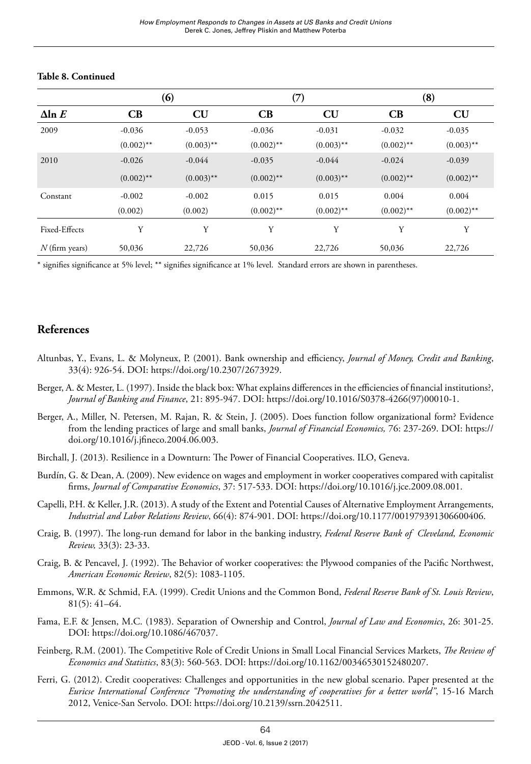**Table 8. Continued**

| | (6) | | (7) | | (8) | |
|---|---|---|---|---|---|---|
| $\Delta \ln E$ | **CB** | **CU** | **CB** | **CU** | **CB** | **CU** |
| 2009 | -0.036 | -0.053 | -0.036 | -0.031 | -0.032 | -0.035 |
| | (0.002)** | (0.003)** | (0.002)** | (0.003)** | (0.002)** | (0.003)** |
| 2010 | -0.026 | -0.044 | -0.035 | -0.044 | -0.024 | -0.039 |
| | (0.002)** | (0.003)** | (0.002)** | (0.003)** | (0.002)** | (0.002)** |
| Constant | -0.002 | -0.002 | 0.015 | 0.015 | 0.004 | 0.004 |
| | (0.002) | (0.002) | (0.002)** | (0.002)** | (0.002)** | (0.002)** |
| Fixed-Effects | Y | Y | Y | Y | Y | Y |
| *N* (firm years) | 50,036 | 22,726 | 50,036 | 22,726 | 50,036 | 22,726 |

* signifies significance at 5% level; ** signifies significance at 1% level. Standard errors are shown in parentheses.

## References

Altunbas, Y., Evans, L. & Molyneux, P. (2001). Bank ownership and efficiency, *Journal of Money, Credit and Banking*, 33(4): 926-54. DOI: https://doi.org/10.2307/2673929.

Berger, A. & Mester, L. (1997). Inside the black box: What explains differences in the efficiencies of financial institutions?, *Journal of Banking and Finance*, 21: 895-947. DOI: https://doi.org/10.1016/S0378-4266(97)00010-1.

Berger, A., Miller, N. Petersen, M. Rajan, R. & Stein, J. (2005). Does function follow organizational form? Evidence from the lending practices of large and small banks, *Journal of Financial Economics,* 76: 237-269. DOI: https://doi.org/10.1016/j.jfineco.2004.06.003.

Birchall, J. (2013). Resilience in a Downturn: The Power of Financial Cooperatives. ILO, Geneva.

Burdín, G. & Dean, A. (2009). New evidence on wages and employment in worker cooperatives compared with capitalist firms, *Journal of Comparative Economics*, 37: 517-533. DOI: https://doi.org/10.1016/j.jce.2009.08.001.

Capelli, P.H. & Keller, J.R. (2013). A study of the Extent and Potential Causes of Alternative Employment Arrangements, *Industrial and Labor Relations Review*, 66(4): 874-901. DOI: https://doi.org/10.1177/001979391306600406.

Craig, B. (1997). The long-run demand for labor in the banking industry, *Federal Reserve Bank of Cleveland, Economic Review,* 33(3): 23-33.

Craig, B. & Pencavel, J. (1992). The Behavior of worker cooperatives: the Plywood companies of the Pacific Northwest, *American Economic Review*, 82(5): 1083-1105.

Emmons, W.R. & Schmid, F.A. (1999). Credit Unions and the Common Bond, *Federal Reserve Bank of St. Louis Review*, 81(5): 41–64.

Fama, E.F. & Jensen, M.C. (1983). Separation of Ownership and Control, *Journal of Law and Economics*, 26: 301-25. DOI: https://doi.org/10.1086/467037.

Feinberg, R.M. (2001). The Competitive Role of Credit Unions in Small Local Financial Services Markets, *The Review of Economics and Statistics*, 83(3): 560-563. DOI: https://doi.org/10.1162/00346530152480207.

Ferri, G. (2012). Credit cooperatives: Challenges and opportunities in the new global scenario. Paper presented at the *Euricse International Conference "Promoting the understanding of cooperatives for a better world"*, 15-16 March 2012, Venice-San Servolo. DOI: https://doi.org/10.2139/ssrn.2042511.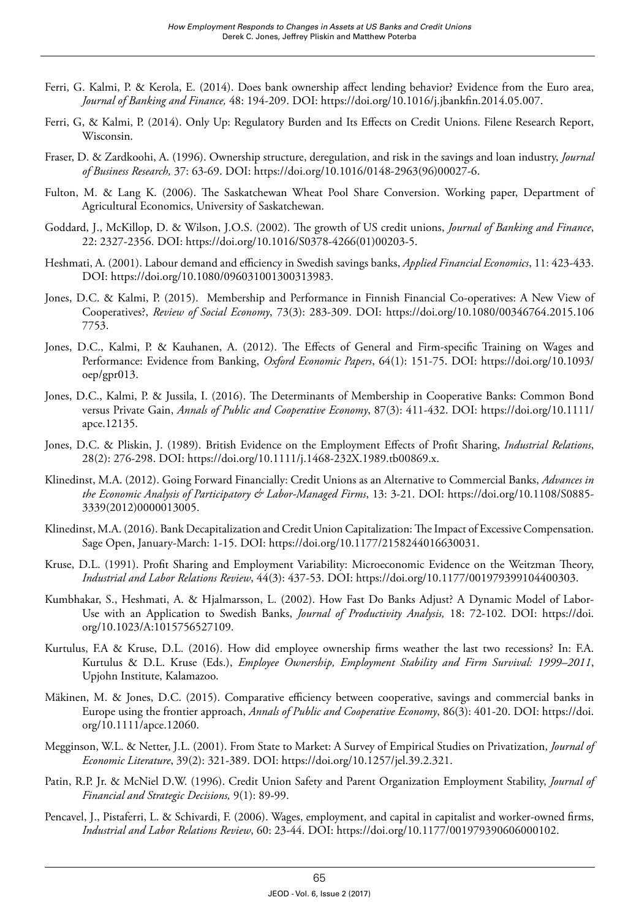Ferri, G. Kalmi, P. & Kerola, E. (2014). Does bank ownership affect lending behavior? Evidence from the Euro area, *Journal of Banking and Finance,* 48: 194-209. DOI: https://doi.org/10.1016/j.jbankfin.2014.05.007.

Ferri, G, & Kalmi, P. (2014). Only Up: Regulatory Burden and Its Effects on Credit Unions. Filene Research Report, Wisconsin.

Fraser, D. & Zardkoohi, A. (1996). Ownership structure, deregulation, and risk in the savings and loan industry, *Journal of Business Research,* 37: 63-69. DOI: https://doi.org/10.1016/0148-2963(96)00027-6.

Fulton, M. & Lang K. (2006). The Saskatchewan Wheat Pool Share Conversion. Working paper, Department of Agricultural Economics, University of Saskatchewan.

Goddard, J., McKillop, D. & Wilson, J.O.S. (2002). The growth of US credit unions, *Journal of Banking and Finance*, 22: 2327-2356. DOI: https://doi.org/10.1016/S0378-4266(01)00203-5.

Heshmati, A. (2001). Labour demand and efficiency in Swedish savings banks, *Applied Financial Economics*, 11: 423-433. DOI: https://doi.org/10.1080/096031001300313983.

Jones, D.C. & Kalmi, P. (2015). Membership and Performance in Finnish Financial Co-operatives: A New View of Cooperatives?, *Review of Social Economy*, 73(3): 283-309. DOI: https://doi.org/10.1080/00346764.2015.1067753.

Jones, D.C., Kalmi, P. & Kauhanen, A. (2012). The Effects of General and Firm-specific Training on Wages and Performance: Evidence from Banking, *Oxford Economic Papers*, 64(1): 151-75. DOI: https://doi.org/10.1093/oep/gpr013.

Jones, D.C., Kalmi, P. & Jussila, I. (2016). The Determinants of Membership in Cooperative Banks: Common Bond versus Private Gain, *Annals of Public and Cooperative Economy*, 87(3): 411-432. DOI: https://doi.org/10.1111/apce.12135.

Jones, D.C. & Pliskin, J. (1989). British Evidence on the Employment Effects of Profit Sharing, *Industrial Relations*, 28(2): 276-298. DOI: https://doi.org/10.1111/j.1468-232X.1989.tb00869.x.

Klinedinst, M.A. (2012). Going Forward Financially: Credit Unions as an Alternative to Commercial Banks, *Advances in the Economic Analysis of Participatory & Labor-Managed Firms*, 13: 3-21. DOI: https://doi.org/10.1108/S0885-3339(2012)0000013005.

Klinedinst, M.A. (2016). Bank Decapitalization and Credit Union Capitalization: The Impact of Excessive Compensation. Sage Open, January-March: 1-15. DOI: https://doi.org/10.1177/2158244016630031.

Kruse, D.L. (1991). Profit Sharing and Employment Variability: Microeconomic Evidence on the Weitzman Theory, *Industrial and Labor Relations Review*, 44(3): 437-53. DOI: https://doi.org/10.1177/001979399104400303.

Kumbhakar, S., Heshmati, A. & Hjalmarsson, L. (2002). How Fast Do Banks Adjust? A Dynamic Model of Labor-Use with an Application to Swedish Banks, *Journal of Productivity Analysis,* 18: 72-102. DOI: https://doi.org/10.1023/A:1015756527109.

Kurtulus, F.A & Kruse, D.L. (2016). How did employee ownership firms weather the last two recessions? In: F.A. Kurtulus & D.L. Kruse (Eds.), *Employee Ownership, Employment Stability and Firm Survival: 1999–2011*, Upjohn Institute, Kalamazoo.

Mäkinen, M. & Jones, D.C. (2015). Comparative efficiency between cooperative, savings and commercial banks in Europe using the frontier approach, *Annals of Public and Cooperative Economy*, 86(3): 401-20. DOI: https://doi.org/10.1111/apce.12060.

Megginson, W.L. & Netter, J.L. (2001). From State to Market: A Survey of Empirical Studies on Privatization, *Journal of Economic Literature*, 39(2): 321-389. DOI: https://doi.org/10.1257/jel.39.2.321.

Patin, R.P. Jr. & McNiel D.W. (1996). Credit Union Safety and Parent Organization Employment Stability, *Journal of Financial and Strategic Decisions,* 9(1): 89-99.

Pencavel, J., Pistaferri, L. & Schivardi, F. (2006). Wages, employment, and capital in capitalist and worker-owned firms, *Industrial and Labor Relations Review*, 60: 23-44. DOI: https://doi.org/10.1177/001979390606000102.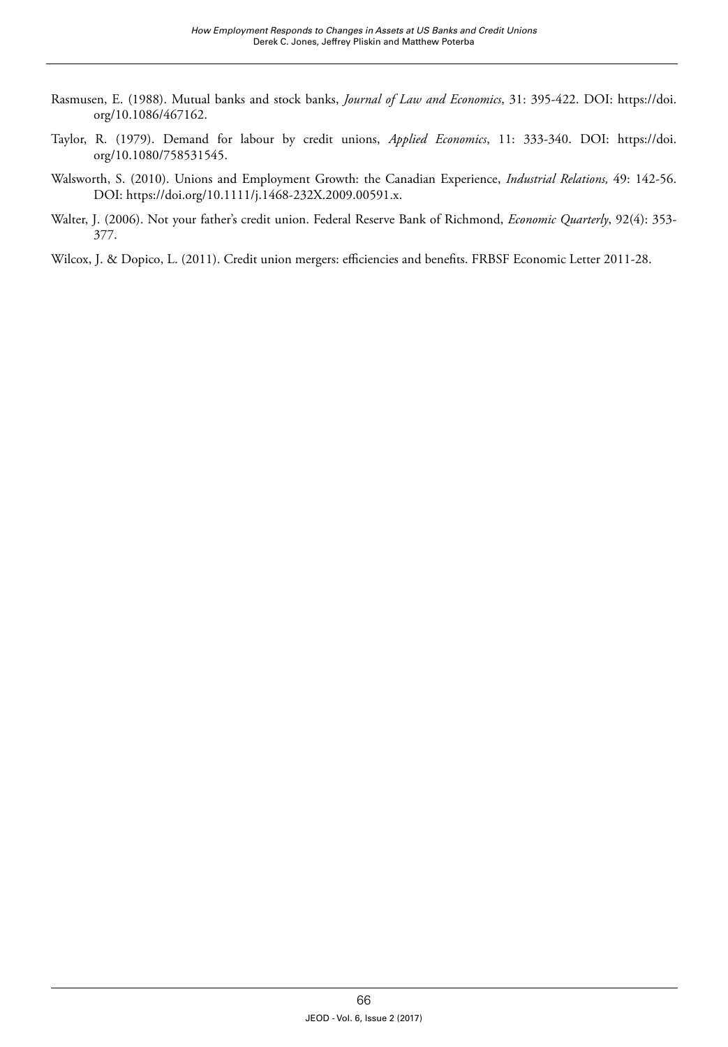Rasmusen, E. (1988). Mutual banks and stock banks, *Journal of Law and Economics*, 31: 395-422. DOI: https://doi.org/10.1086/467162.

Taylor, R. (1979). Demand for labour by credit unions, *Applied Economics*, 11: 333-340. DOI: https://doi.org/10.1080/758531545.

Walsworth, S. (2010). Unions and Employment Growth: the Canadian Experience, *Industrial Relations,* 49: 142-56. DOI: https://doi.org/10.1111/j.1468-232X.2009.00591.x.

Walter, J. (2006). Not your father's credit union. Federal Reserve Bank of Richmond, *Economic Quarterly*, 92(4): 353-377.

Wilcox, J. & Dopico, L. (2011). Credit union mergers: efficiencies and benefits. FRBSF Economic Letter 2011-28.